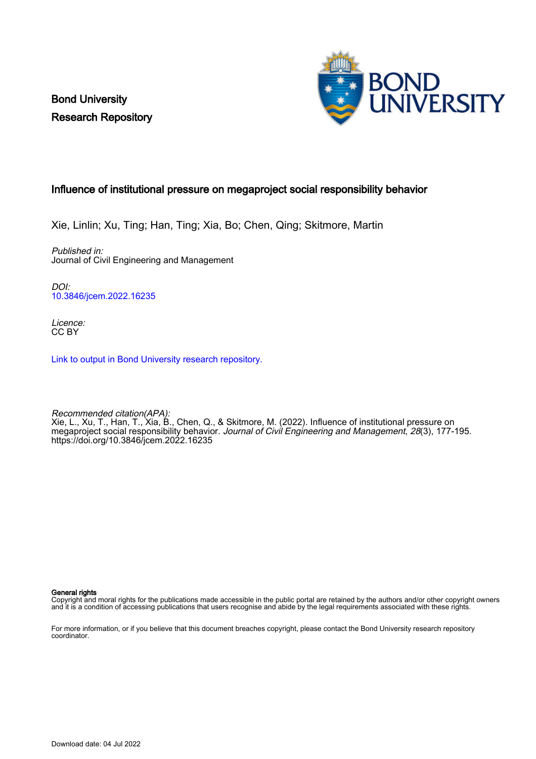Bond University
Research Repository

# Influence of institutional pressure on megaproject social responsibility behavior

Xie, Linlin; Xu, Ting; Han, Ting; Xia, Bo; Chen, Qing; Skitmore, Martin

*Published in:*
Journal of Civil Engineering and Management

*DOI:*
10.3846/jcem.2022.16235

*Licence:*
CC BY

Link to output in Bond University research repository.

*Recommended citation(APA):*
Xie, L., Xu, T., Han, T., Xia, B., Chen, Q., & Skitmore, M. (2022). Influence of institutional pressure on megaproject social responsibility behavior. *Journal of Civil Engineering and Management*, *28*(3), 177-195. https://doi.org/10.3846/jcem.2022.16235

**General rights**
Copyright and moral rights for the publications made accessible in the public portal are retained by the authors and/or other copyright owners and it is a condition of accessing publications that users recognise and abide by the legal requirements associated with these rights.

For more information, or if you believe that this document breaches copyright, please contact the Bond University research repository coordinator.

Download date: 04 Jul 2022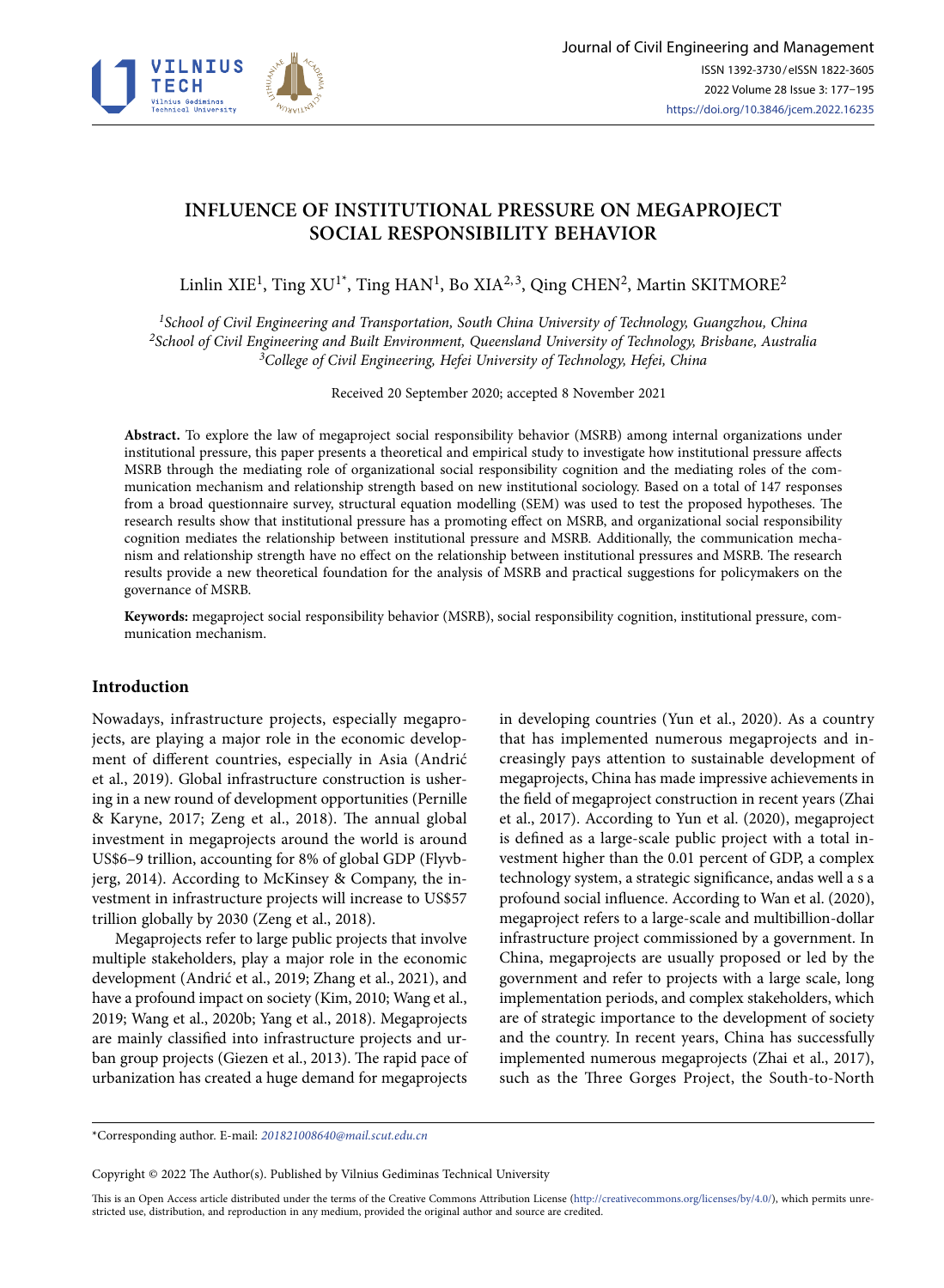# INFLUENCE OF INSTITUTIONAL PRESSURE ON MEGAPROJECT SOCIAL RESPONSIBILITY BEHAVIOR

Linlin XIE[1], Ting XU[1*], Ting HAN[1], Bo XIA[2,3], Qing CHEN[2], Martin SKITMORE[2]

[1]*School of Civil Engineering and Transportation, South China University of Technology, Guangzhou, China*
[2]*School of Civil Engineering and Built Environment, Queensland University of Technology, Brisbane, Australia*
[3]*College of Civil Engineering, Hefei University of Technology, Hefei, China*

Received 20 September 2020; accepted 8 November 2021

**Abstract.** To explore the law of megaproject social responsibility behavior (MSRB) among internal organizations under institutional pressure, this paper presents a theoretical and empirical study to investigate how institutional pressure affects MSRB through the mediating role of organizational social responsibility cognition and the mediating roles of the communication mechanism and relationship strength based on new institutional sociology. Based on a total of 147 responses from a broad questionnaire survey, structural equation modelling (SEM) was used to test the proposed hypotheses. The research results show that institutional pressure has a promoting effect on MSRB, and organizational social responsibility cognition mediates the relationship between institutional pressure and MSRB. Additionally, the communication mechanism and relationship strength have no effect on the relationship between institutional pressures and MSRB. The research results provide a new theoretical foundation for the analysis of MSRB and practical suggestions for policymakers on the governance of MSRB.

**Keywords:** megaproject social responsibility behavior (MSRB), social responsibility cognition, institutional pressure, communication mechanism.

## Introduction

Nowadays, infrastructure projects, especially megaprojects, are playing a major role in the economic development of different countries, especially in Asia (Andrić et al., 2019). Global infrastructure construction is ushering in a new round of development opportunities (Pernille & Karyne, 2017; Zeng et al., 2018). The annual global investment in megaprojects around the world is around US$6–9 trillion, accounting for 8% of global GDP (Flyvbjerg, 2014). According to McKinsey & Company, the investment in infrastructure projects will increase to US$57 trillion globally by 2030 (Zeng et al., 2018).

Megaprojects refer to large public projects that involve multiple stakeholders, play a major role in the economic development (Andrić et al., 2019; Zhang et al., 2021), and have a profound impact on society (Kim, 2010; Wang et al., 2019; Wang et al., 2020b; Yang et al., 2018). Megaprojects are mainly classified into infrastructure projects and urban group projects (Giezen et al., 2013). The rapid pace of urbanization has created a huge demand for megaprojects in developing countries (Yun et al., 2020). As a country that has implemented numerous megaprojects and increasingly pays attention to sustainable development of megaprojects, China has made impressive achievements in the field of megaproject construction in recent years (Zhai et al., 2017). According to Yun et al. (2020), megaproject is defined as a large-scale public project with a total investment higher than the 0.01 percent of GDP, a complex technology system, a strategic significance, andas well a s a profound social influence. According to Wan et al. (2020), megaproject refers to a large-scale and multibillion-dollar infrastructure project commissioned by a government. In China, megaprojects are usually proposed or led by the government and refer to projects with a large scale, long implementation periods, and complex stakeholders, which are of strategic importance to the development of society and the country. In recent years, China has successfully implemented numerous megaprojects (Zhai et al., 2017), such as the Three Gorges Project, the South-to-North

*Corresponding author. E-mail: *201821008640@mail.scut.edu.cn*

Copyright © 2022 The Author(s). Published by Vilnius Gediminas Technical University

This is an Open Access article distributed under the terms of the Creative Commons Attribution License (http://creativecommons.org/licenses/by/4.0/), which permits unrestricted use, distribution, and reproduction in any medium, provided the original author and source are credited.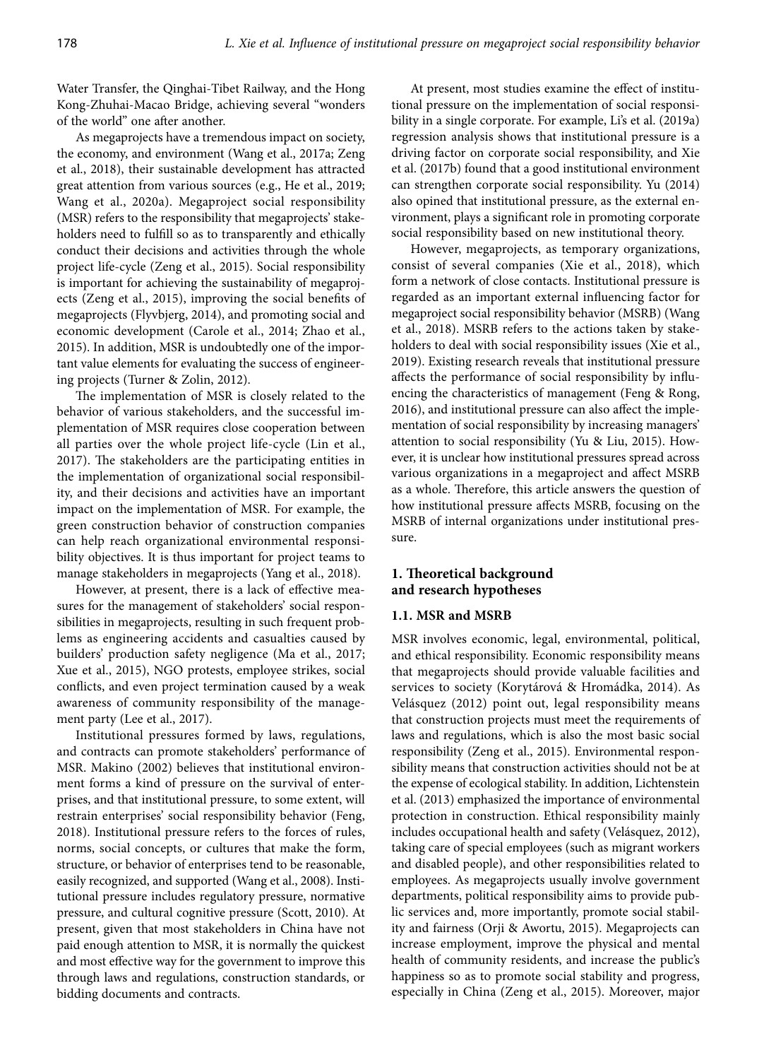Water Transfer, the Qinghai-Tibet Railway, and the Hong Kong-Zhuhai-Macao Bridge, achieving several "wonders of the world" one after another.

As megaprojects have a tremendous impact on society, the economy, and environment (Wang et al., 2017a; Zeng et al., 2018), their sustainable development has attracted great attention from various sources (e.g., He et al., 2019; Wang et al., 2020a). Megaproject social responsibility (MSR) refers to the responsibility that megaprojects' stakeholders need to fulfill so as to transparently and ethically conduct their decisions and activities through the whole project life-cycle (Zeng et al., 2015). Social responsibility is important for achieving the sustainability of megaprojects (Zeng et al., 2015), improving the social benefits of megaprojects (Flyvbjerg, 2014), and promoting social and economic development (Carole et al., 2014; Zhao et al., 2015). In addition, MSR is undoubtedly one of the important value elements for evaluating the success of engineering projects (Turner & Zolin, 2012).

The implementation of MSR is closely related to the behavior of various stakeholders, and the successful implementation of MSR requires close cooperation between all parties over the whole project life-cycle (Lin et al., 2017). The stakeholders are the participating entities in the implementation of organizational social responsibility, and their decisions and activities have an important impact on the implementation of MSR. For example, the green construction behavior of construction companies can help reach organizational environmental responsibility objectives. It is thus important for project teams to manage stakeholders in megaprojects (Yang et al., 2018).

However, at present, there is a lack of effective measures for the management of stakeholders' social responsibilities in megaprojects, resulting in such frequent problems as engineering accidents and casualties caused by builders' production safety negligence (Ma et al., 2017; Xue et al., 2015), NGO protests, employee strikes, social conflicts, and even project termination caused by a weak awareness of community responsibility of the management party (Lee et al., 2017).

Institutional pressures formed by laws, regulations, and contracts can promote stakeholders' performance of MSR. Makino (2002) believes that institutional environment forms a kind of pressure on the survival of enterprises, and that institutional pressure, to some extent, will restrain enterprises' social responsibility behavior (Feng, 2018). Institutional pressure refers to the forces of rules, norms, social concepts, or cultures that make the form, structure, or behavior of enterprises tend to be reasonable, easily recognized, and supported (Wang et al., 2008). Institutional pressure includes regulatory pressure, normative pressure, and cultural cognitive pressure (Scott, 2010). At present, given that most stakeholders in China have not paid enough attention to MSR, it is normally the quickest and most effective way for the government to improve this through laws and regulations, construction standards, or bidding documents and contracts.

At present, most studies examine the effect of institutional pressure on the implementation of social responsibility in a single corporate. For example, Li's et al. (2019a) regression analysis shows that institutional pressure is a driving factor on corporate social responsibility, and Xie et al. (2017b) found that a good institutional environment can strengthen corporate social responsibility. Yu (2014) also opined that institutional pressure, as the external environment, plays a significant role in promoting corporate social responsibility based on new institutional theory.

However, megaprojects, as temporary organizations, consist of several companies (Xie et al., 2018), which form a network of close contacts. Institutional pressure is regarded as an important external influencing factor for megaproject social responsibility behavior (MSRB) (Wang et al., 2018). MSRB refers to the actions taken by stakeholders to deal with social responsibility issues (Xie et al., 2019). Existing research reveals that institutional pressure affects the performance of social responsibility by influencing the characteristics of management (Feng & Rong, 2016), and institutional pressure can also affect the implementation of social responsibility by increasing managers' attention to social responsibility (Yu & Liu, 2015). However, it is unclear how institutional pressures spread across various organizations in a megaproject and affect MSRB as a whole. Therefore, this article answers the question of how institutional pressure affects MSRB, focusing on the MSRB of internal organizations under institutional pressure.

## 1. Theoretical background and research hypotheses

### 1.1. MSR and MSRB

MSR involves economic, legal, environmental, political, and ethical responsibility. Economic responsibility means that megaprojects should provide valuable facilities and services to society (Korytárová & Hromádka, 2014). As Velásquez (2012) point out, legal responsibility means that construction projects must meet the requirements of laws and regulations, which is also the most basic social responsibility (Zeng et al., 2015). Environmental responsibility means that construction activities should not be at the expense of ecological stability. In addition, Lichtenstein et al. (2013) emphasized the importance of environmental protection in construction. Ethical responsibility mainly includes occupational health and safety (Velásquez, 2012), taking care of special employees (such as migrant workers and disabled people), and other responsibilities related to employees. As megaprojects usually involve government departments, political responsibility aims to provide public services and, more importantly, promote social stability and fairness (Orji & Awortu, 2015). Megaprojects can increase employment, improve the physical and mental health of community residents, and increase the public's happiness so as to promote social stability and progress, especially in China (Zeng et al., 2015). Moreover, major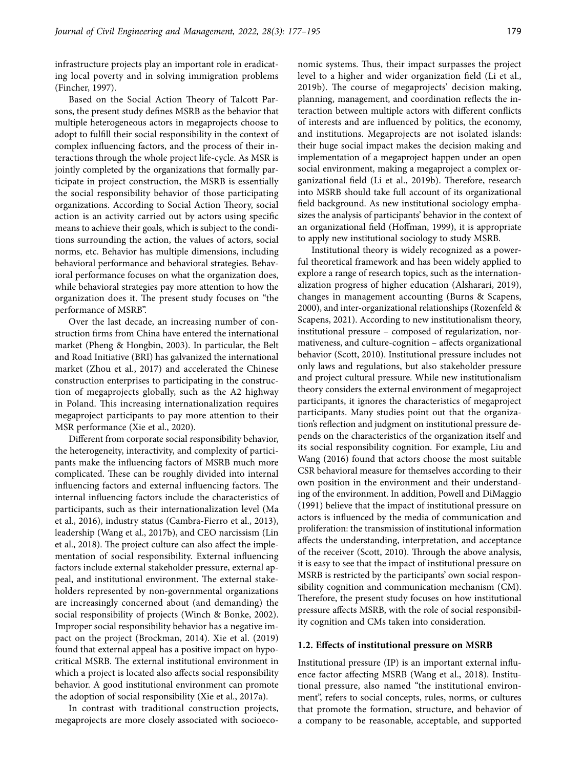infrastructure projects play an important role in eradicating local poverty and in solving immigration problems (Fincher, 1997).

Based on the Social Action Theory of Talcott Parsons, the present study defines MSRB as the behavior that multiple heterogeneous actors in megaprojects choose to adopt to fulfill their social responsibility in the context of complex influencing factors, and the process of their interactions through the whole project life-cycle. As MSR is jointly completed by the organizations that formally participate in project construction, the MSRB is essentially the social responsibility behavior of those participating organizations. According to Social Action Theory, social action is an activity carried out by actors using specific means to achieve their goals, which is subject to the conditions surrounding the action, the values of actors, social norms, etc. Behavior has multiple dimensions, including behavioral performance and behavioral strategies. Behavioral performance focuses on what the organization does, while behavioral strategies pay more attention to how the organization does it. The present study focuses on "the performance of MSRB".

Over the last decade, an increasing number of construction firms from China have entered the international market (Pheng & Hongbin, 2003). In particular, the Belt and Road Initiative (BRI) has galvanized the international market (Zhou et al., 2017) and accelerated the Chinese construction enterprises to participating in the construction of megaprojects globally, such as the A2 highway in Poland. This increasing internationalization requires megaproject participants to pay more attention to their MSR performance (Xie et al., 2020).

Different from corporate social responsibility behavior, the heterogeneity, interactivity, and complexity of participants make the influencing factors of MSRB much more complicated. These can be roughly divided into internal influencing factors and external influencing factors. The internal influencing factors include the characteristics of participants, such as their internationalization level (Ma et al., 2016), industry status (Cambra-Fierro et al., 2013), leadership (Wang et al., 2017b), and CEO narcissism (Lin et al., 2018). The project culture can also affect the implementation of social responsibility. External influencing factors include external stakeholder pressure, external appeal, and institutional environment. The external stakeholders represented by non-governmental organizations are increasingly concerned about (and demanding) the social responsibility of projects (Winch & Bonke, 2002). Improper social responsibility behavior has a negative impact on the project (Brockman, 2014). Xie et al. (2019) found that external appeal has a positive impact on hypocritical MSRB. The external institutional environment in which a project is located also affects social responsibility behavior. A good institutional environment can promote the adoption of social responsibility (Xie et al., 2017a).

In contrast with traditional construction projects, megaprojects are more closely associated with socioeconomic systems. Thus, their impact surpasses the project level to a higher and wider organization field (Li et al., 2019b). The course of megaprojects' decision making, planning, management, and coordination reflects the interaction between multiple actors with different conflicts of interests and are influenced by politics, the economy, and institutions. Megaprojects are not isolated islands: their huge social impact makes the decision making and implementation of a megaproject happen under an open social environment, making a megaproject a complex organizational field (Li et al., 2019b). Therefore, research into MSRB should take full account of its organizational field background. As new institutional sociology emphasizes the analysis of participants' behavior in the context of an organizational field (Hoffman, 1999), it is appropriate to apply new institutional sociology to study MSRB.

Institutional theory is widely recognized as a powerful theoretical framework and has been widely applied to explore a range of research topics, such as the internationalization progress of higher education (Alsharari, 2019), changes in management accounting (Burns & Scapens, 2000), and inter-organizational relationships (Rozenfeld & Scapens, 2021). According to new institutionalism theory, institutional pressure – composed of regularization, normativeness, and culture-cognition – affects organizational behavior (Scott, 2010). Institutional pressure includes not only laws and regulations, but also stakeholder pressure and project cultural pressure. While new institutionalism theory considers the external environment of megaproject participants, it ignores the characteristics of megaproject participants. Many studies point out that the organization's reflection and judgment on institutional pressure depends on the characteristics of the organization itself and its social responsibility cognition. For example, Liu and Wang (2016) found that actors choose the most suitable CSR behavioral measure for themselves according to their own position in the environment and their understanding of the environment. In addition, Powell and DiMaggio (1991) believe that the impact of institutional pressure on actors is influenced by the media of communication and proliferation: the transmission of institutional information affects the understanding, interpretation, and acceptance of the receiver (Scott, 2010). Through the above analysis, it is easy to see that the impact of institutional pressure on MSRB is restricted by the participants' own social responsibility cognition and communication mechanism (CM). Therefore, the present study focuses on how institutional pressure affects MSRB, with the role of social responsibility cognition and CMs taken into consideration.

### 1.2. Effects of institutional pressure on MSRB

Institutional pressure (IP) is an important external influence factor affecting MSRB (Wang et al., 2018). Institutional pressure, also named "the institutional environment", refers to social concepts, rules, norms, or cultures that promote the formation, structure, and behavior of a company to be reasonable, acceptable, and supported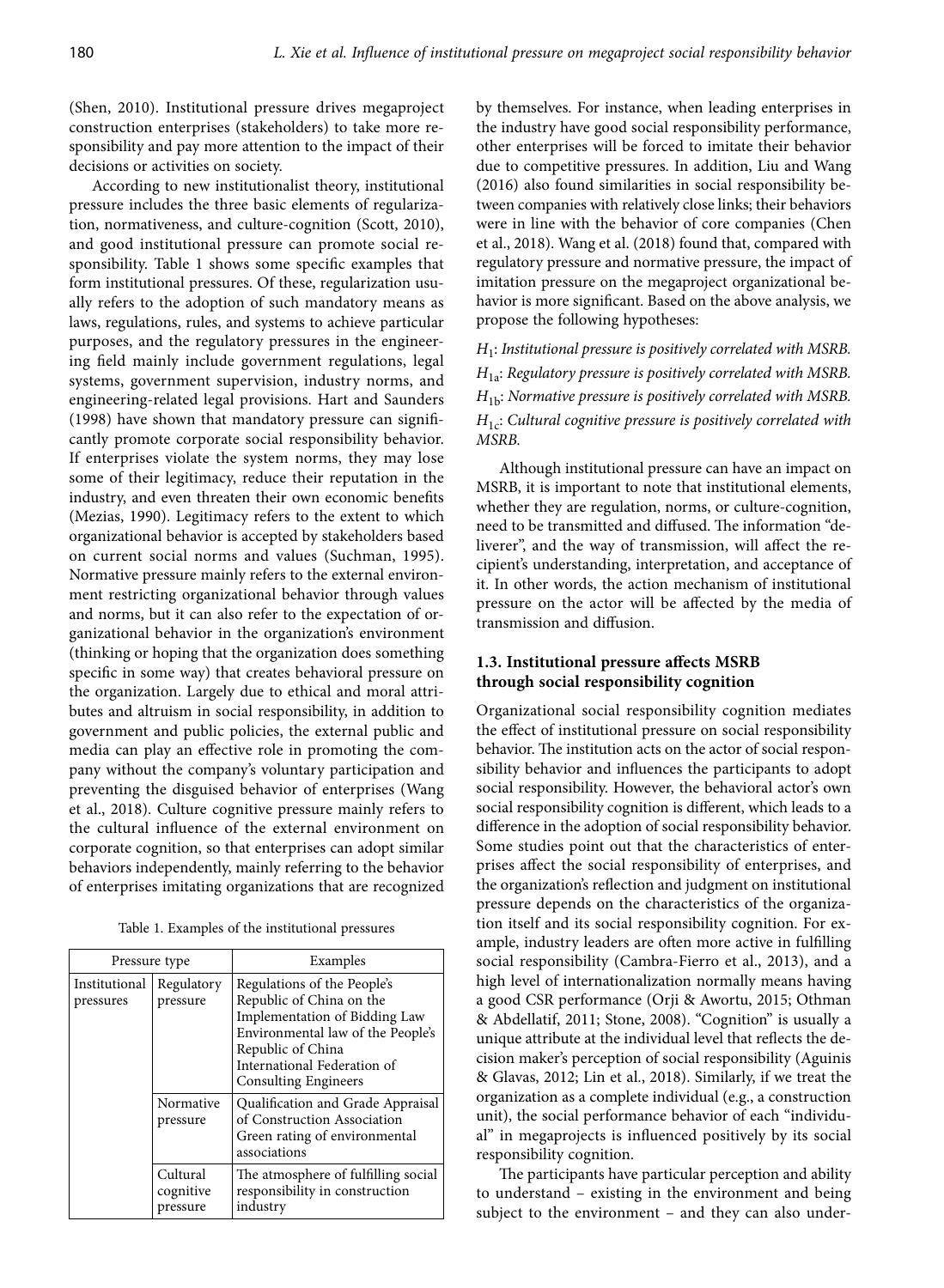(Shen, 2010). Institutional pressure drives megaproject construction enterprises (stakeholders) to take more responsibility and pay more attention to the impact of their decisions or activities on society.

According to new institutionalist theory, institutional pressure includes the three basic elements of regularization, normativeness, and culture-cognition (Scott, 2010), and good institutional pressure can promote social responsibility. Table 1 shows some specific examples that form institutional pressures. Of these, regularization usually refers to the adoption of such mandatory means as laws, regulations, rules, and systems to achieve particular purposes, and the regulatory pressures in the engineering field mainly include government regulations, legal systems, government supervision, industry norms, and engineering-related legal provisions. Hart and Saunders (1998) have shown that mandatory pressure can significantly promote corporate social responsibility behavior. If enterprises violate the system norms, they may lose some of their legitimacy, reduce their reputation in the industry, and even threaten their own economic benefits (Mezias, 1990). Legitimacy refers to the extent to which organizational behavior is accepted by stakeholders based on current social norms and values (Suchman, 1995). Normative pressure mainly refers to the external environment restricting organizational behavior through values and norms, but it can also refer to the expectation of organizational behavior in the organization's environment (thinking or hoping that the organization does something specific in some way) that creates behavioral pressure on the organization. Largely due to ethical and moral attributes and altruism in social responsibility, in addition to government and public policies, the external public and media can play an effective role in promoting the company without the company's voluntary participation and preventing the disguised behavior of enterprises (Wang et al., 2018). Culture cognitive pressure mainly refers to the cultural influence of the external environment on corporate cognition, so that enterprises can adopt similar behaviors independently, mainly referring to the behavior of enterprises imitating organizations that are recognized by themselves. For instance, when leading enterprises in the industry have good social responsibility performance, other enterprises will be forced to imitate their behavior due to competitive pressures. In addition, Liu and Wang (2016) also found similarities in social responsibility between companies with relatively close links; their behaviors were in line with the behavior of core companies (Chen et al., 2018). Wang et al. (2018) found that, compared with regulatory pressure and normative pressure, the impact of imitation pressure on the megaproject organizational behavior is more significant. Based on the above analysis, we propose the following hypotheses:

Table 1. Examples of the institutional pressures

| Pressure type | | Examples |
|---|---|---|
| Institutional pressures | Regulatory pressure | Regulations of the People's Republic of China on the Implementation of Bidding Law<br>Environmental law of the People's Republic of China<br>International Federation of Consulting Engineers |
| | Normative pressure | Qualification and Grade Appraisal of Construction Association<br>Green rating of environmental associations |
| | Cultural cognitive pressure | The atmosphere of fulfilling social responsibility in construction industry |

$H_1$: *Institutional pressure is positively correlated with MSRB.*

$H_{1a}$: *Regulatory pressure is positively correlated with MSRB.*

$H_{1b}$: *Normative pressure is positively correlated with MSRB.*

$H_{1c}$: *Cultural cognitive pressure is positively correlated with MSRB.*

Although institutional pressure can have an impact on MSRB, it is important to note that institutional elements, whether they are regulation, norms, or culture-cognition, need to be transmitted and diffused. The information "deliverer", and the way of transmission, will affect the recipient's understanding, interpretation, and acceptance of it. In other words, the action mechanism of institutional pressure on the actor will be affected by the media of transmission and diffusion.

### 1.3. Institutional pressure affects MSRB through social responsibility cognition

Organizational social responsibility cognition mediates the effect of institutional pressure on social responsibility behavior. The institution acts on the actor of social responsibility behavior and influences the participants to adopt social responsibility. However, the behavioral actor's own social responsibility cognition is different, which leads to a difference in the adoption of social responsibility behavior. Some studies point out that the characteristics of enterprises affect the social responsibility of enterprises, and the organization's reflection and judgment on institutional pressure depends on the characteristics of the organization itself and its social responsibility cognition. For example, industry leaders are often more active in fulfilling social responsibility (Cambra-Fierro et al., 2013), and a high level of internationalization normally means having a good CSR performance (Orji & Awortu, 2015; Othman & Abdellatif, 2011; Stone, 2008). "Cognition" is usually a unique attribute at the individual level that reflects the decision maker's perception of social responsibility (Aguinis & Glavas, 2012; Lin et al., 2018). Similarly, if we treat the organization as a complete individual (e.g., a construction unit), the social performance behavior of each "individual" in megaprojects is influenced positively by its social responsibility cognition.

The participants have particular perception and ability to understand – existing in the environment and being subject to the environment – and they can also under-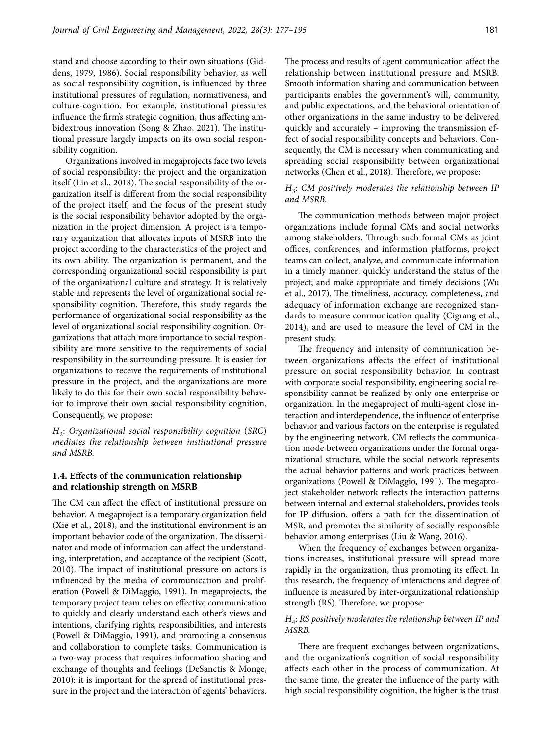stand and choose according to their own situations (Giddens, 1979, 1986). Social responsibility behavior, as well as social responsibility cognition, is influenced by three institutional pressures of regulation, normativeness, and culture-cognition. For example, institutional pressures influence the firm's strategic cognition, thus affecting ambidextrous innovation (Song & Zhao, 2021). The institutional pressure largely impacts on its own social responsibility cognition.

Organizations involved in megaprojects face two levels of social responsibility: the project and the organization itself (Lin et al., 2018). The social responsibility of the organization itself is different from the social responsibility of the project itself, and the focus of the present study is the social responsibility behavior adopted by the organization in the project dimension. A project is a temporary organization that allocates inputs of MSRB into the project according to the characteristics of the project and its own ability. The organization is permanent, and the corresponding organizational social responsibility is part of the organizational culture and strategy. It is relatively stable and represents the level of organizational social responsibility cognition. Therefore, this study regards the performance of organizational social responsibility as the level of organizational social responsibility cognition. Organizations that attach more importance to social responsibility are more sensitive to the requirements of social responsibility in the surrounding pressure. It is easier for organizations to receive the requirements of institutional pressure in the project, and the organizations are more likely to do this for their own social responsibility behavior to improve their own social responsibility cognition. Consequently, we propose:

*$H_2$: Organizational social responsibility cognition (SRC) mediates the relationship between institutional pressure and MSRB.*

### 1.4. Effects of the communication relationship and relationship strength on MSRB

The CM can affect the effect of institutional pressure on behavior. A megaproject is a temporary organization field (Xie et al., 2018), and the institutional environment is an important behavior code of the organization. The disseminator and mode of information can affect the understanding, interpretation, and acceptance of the recipient (Scott, 2010). The impact of institutional pressure on actors is influenced by the media of communication and proliferation (Powell & DiMaggio, 1991). In megaprojects, the temporary project team relies on effective communication to quickly and clearly understand each other's views and intentions, clarifying rights, responsibilities, and interests (Powell & DiMaggio, 1991), and promoting a consensus and collaboration to complete tasks. Communication is a two-way process that requires information sharing and exchange of thoughts and feelings (DeSanctis & Monge, 2010): it is important for the spread of institutional pressure in the project and the interaction of agents' behaviors. The process and results of agent communication affect the relationship between institutional pressure and MSRB. Smooth information sharing and communication between participants enables the government's will, community, and public expectations, and the behavioral orientation of other organizations in the same industry to be delivered quickly and accurately – improving the transmission effect of social responsibility concepts and behaviors. Consequently, the CM is necessary when communicating and spreading social responsibility between organizational networks (Chen et al., 2018). Therefore, we propose:

*$H_3$: CM positively moderates the relationship between IP and MSRB.*

The communication methods between major project organizations include formal CMs and social networks among stakeholders. Through such formal CMs as joint offices, conferences, and information platforms, project teams can collect, analyze, and communicate information in a timely manner; quickly understand the status of the project; and make appropriate and timely decisions (Wu et al., 2017). The timeliness, accuracy, completeness, and adequacy of information exchange are recognized standards to measure communication quality (Cigrang et al., 2014), and are used to measure the level of CM in the present study.

The frequency and intensity of communication between organizations affects the effect of institutional pressure on social responsibility behavior. In contrast with corporate social responsibility, engineering social responsibility cannot be realized by only one enterprise or organization. In the megaproject of multi-agent close interaction and interdependence, the influence of enterprise behavior and various factors on the enterprise is regulated by the engineering network. CM reflects the communication mode between organizations under the formal organizational structure, while the social network represents the actual behavior patterns and work practices between organizations (Powell & DiMaggio, 1991). The megaproject stakeholder network reflects the interaction patterns between internal and external stakeholders, provides tools for IP diffusion, offers a path for the dissemination of MSR, and promotes the similarity of socially responsible behavior among enterprises (Liu & Wang, 2016).

When the frequency of exchanges between organizations increases, institutional pressure will spread more rapidly in the organization, thus promoting its effect. In this research, the frequency of interactions and degree of influence is measured by inter-organizational relationship strength (RS). Therefore, we propose:

*$H_4$: RS positively moderates the relationship between IP and MSRB.*

There are frequent exchanges between organizations, and the organization's cognition of social responsibility affects each other in the process of communication. At the same time, the greater the influence of the party with high social responsibility cognition, the higher is the trust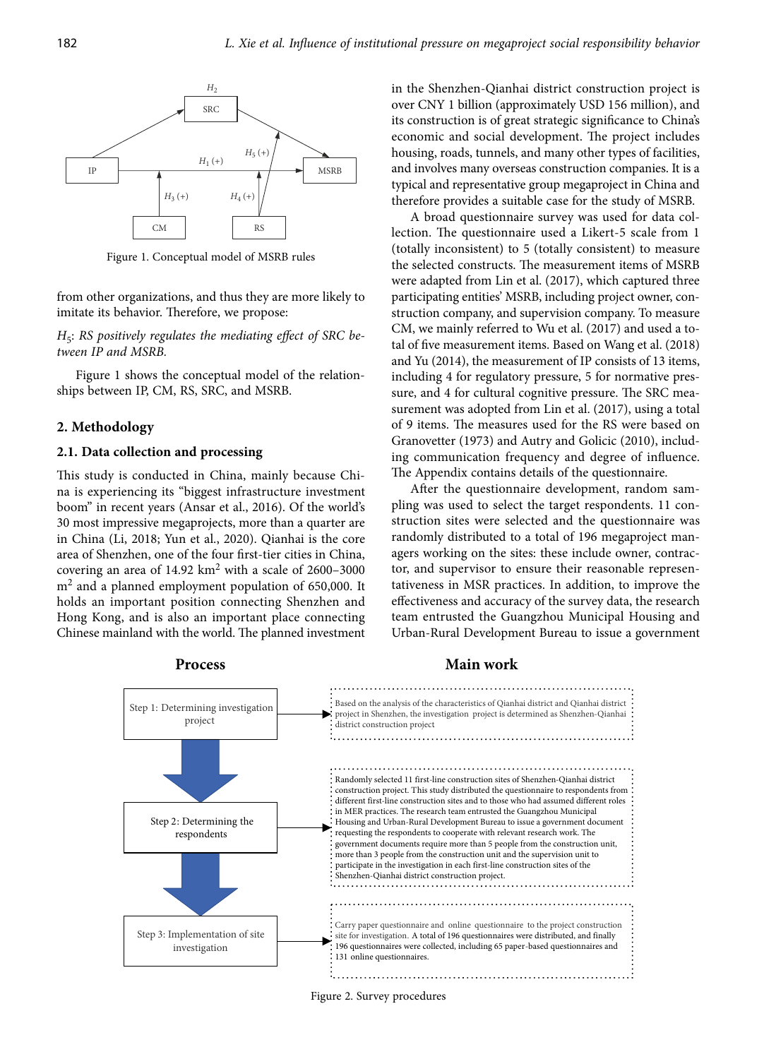Figure 1. Conceptual model of MSRB rules

from other organizations, and thus they are more likely to imitate its behavior. Therefore, we propose:

*$H_5$: RS positively regulates the mediating effect of SRC between IP and MSRB.*

Figure 1 shows the conceptual model of the relationships between IP, CM, RS, SRC, and MSRB.

## 2. Methodology

### 2.1. Data collection and processing

This study is conducted in China, mainly because China is experiencing its "biggest infrastructure investment boom" in recent years (Ansar et al., 2016). Of the world's 30 most impressive megaprojects, more than a quarter are in China (Li, 2018; Yun et al., 2020). Qianhai is the core area of Shenzhen, one of the four first-tier cities in China, covering an area of 14.92 km$^2$ with a scale of 2600–3000 m$^2$ and a planned employment population of 650,000. It holds an important position connecting Shenzhen and Hong Kong, and is also an important place connecting Chinese mainland with the world. The planned investment in the Shenzhen-Qianhai district construction project is over CNY 1 billion (approximately USD 156 million), and its construction is of great strategic significance to China's economic and social development. The project includes housing, roads, tunnels, and many other types of facilities, and involves many overseas construction companies. It is a typical and representative group megaproject in China and therefore provides a suitable case for the study of MSRB.

A broad questionnaire survey was used for data collection. The questionnaire used a Likert-5 scale from 1 (totally inconsistent) to 5 (totally consistent) to measure the selected constructs. The measurement items of MSRB were adapted from Lin et al. (2017), which captured three participating entities' MSRB, including project owner, construction company, and supervision company. To measure CM, we mainly referred to Wu et al. (2017) and used a total of five measurement items. Based on Wang et al. (2018) and Yu (2014), the measurement of IP consists of 13 items, including 4 for regulatory pressure, 5 for normative pressure, and 4 for cultural cognitive pressure. The SRC measurement was adopted from Lin et al. (2017), using a total of 9 items. The measures used for the RS were based on Granovetter (1973) and Autry and Golicic (2010), including communication frequency and degree of influence. The Appendix contains details of the questionnaire.

After the questionnaire development, random sampling was used to select the target respondents. 11 construction sites were selected and the questionnaire was randomly distributed to a total of 196 megaproject managers working on the sites: these include owner, contractor, and supervisor to ensure their reasonable representativeness in MSR practices. In addition, to improve the effectiveness and accuracy of the survey data, the research team entrusted the Guangzhou Municipal Housing and Urban-Rural Development Bureau to issue a government

| Process | Main work |
|---|---|
| Step 1: Determining investigation project | Based on the analysis of the characteristics of Qianhai district and Qianhai district project in Shenzhen, the investigation project is determined as Shenzhen-Qianhai district construction project |
| Step 2: Determining the respondents | Randomly selected 11 first-line construction sites of Shenzhen-Qianhai district construction project. This study distributed the questionnaire to respondents from different first-line construction sites and to those who had assumed different roles in MER practices. The research team entrusted the Guangzhou Municipal Housing and Urban-Rural Development Bureau to issue a government document requesting the respondents to cooperate with relevant research work. The government documents require more than 5 people from the construction unit, more than 3 people from the construction unit and the supervision unit to participate in the investigation in each first-line construction sites of the Shenzhen-Qianhai district construction project. |
| Step 3: Implementation of site investigation | Carry paper questionnaire and online questionnaire to the project construction site for investigation. A total of 196 questionnaires were distributed, and finally 196 questionnaires were collected, including 65 paper-based questionnaires and 131 online questionnaires. |

Figure 2. Survey procedures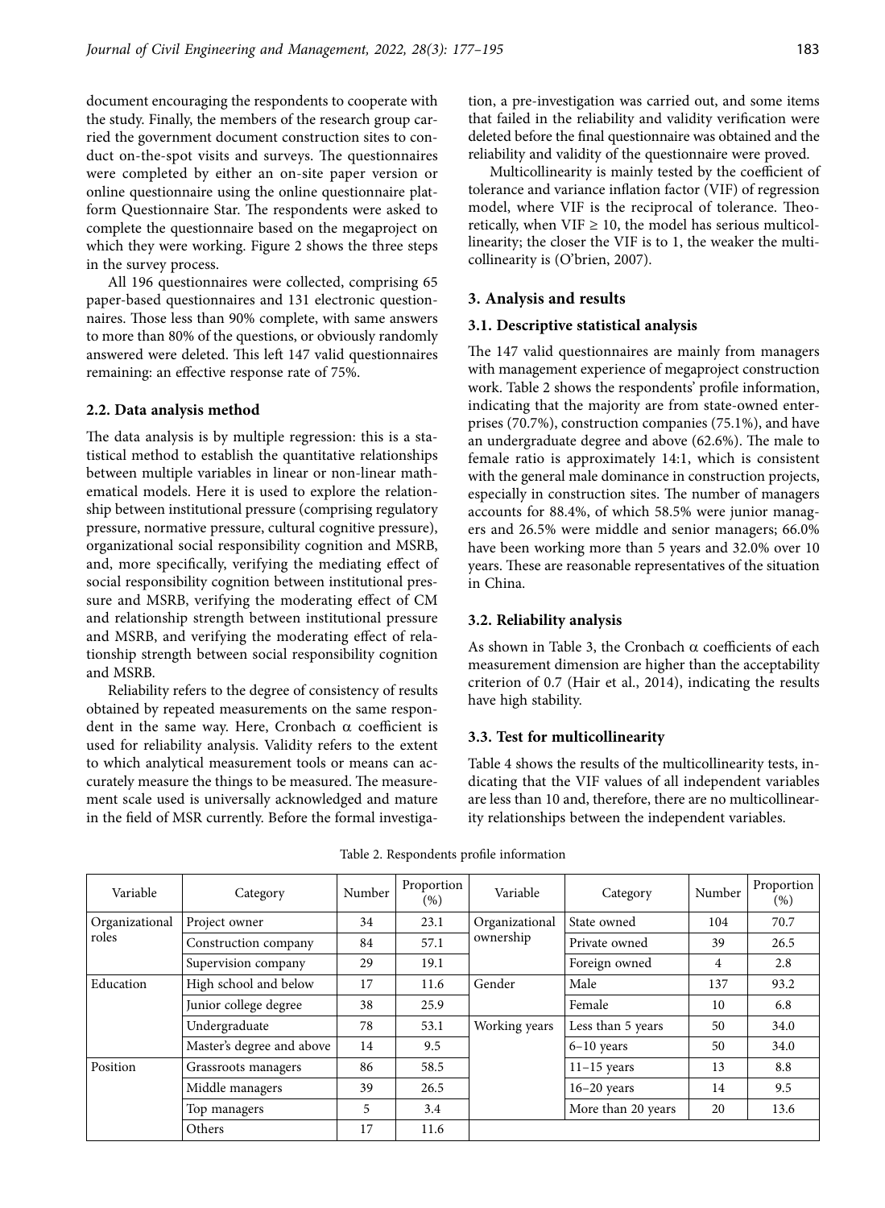document encouraging the respondents to cooperate with the study. Finally, the members of the research group carried the government document construction sites to conduct on-the-spot visits and surveys. The questionnaires were completed by either an on-site paper version or online questionnaire using the online questionnaire platform Questionnaire Star. The respondents were asked to complete the questionnaire based on the megaproject on which they were working. Figure 2 shows the three steps in the survey process.

All 196 questionnaires were collected, comprising 65 paper-based questionnaires and 131 electronic questionnaires. Those less than 90% complete, with same answers to more than 80% of the questions, or obviously randomly answered were deleted. This left 147 valid questionnaires remaining: an effective response rate of 75%.

### 2.2. Data analysis method

The data analysis is by multiple regression: this is a statistical method to establish the quantitative relationships between multiple variables in linear or non-linear mathematical models. Here it is used to explore the relationship between institutional pressure (comprising regulatory pressure, normative pressure, cultural cognitive pressure), organizational social responsibility cognition and MSRB, and, more specifically, verifying the mediating effect of social responsibility cognition between institutional pressure and MSRB, verifying the moderating effect of CM and relationship strength between institutional pressure and MSRB, and verifying the moderating effect of relationship strength between social responsibility cognition and MSRB.

Reliability refers to the degree of consistency of results obtained by repeated measurements on the same respondent in the same way. Here, Cronbach $\alpha$ coefficient is used for reliability analysis. Validity refers to the extent to which analytical measurement tools or means can accurately measure the things to be measured. The measurement scale used is universally acknowledged and mature in the field of MSR currently. Before the formal investigation, a pre-investigation was carried out, and some items that failed in the reliability and validity verification were deleted before the final questionnaire was obtained and the reliability and validity of the questionnaire were proved.

Multicollinearity is mainly tested by the coefficient of tolerance and variance inflation factor (VIF) of regression model, where VIF is the reciprocal of tolerance. Theoretically, when VIF $\geq 10$, the model has serious multicollinearity; the closer the VIF is to 1, the weaker the multicollinearity is (O'brien, 2007).

## 3. Analysis and results

### 3.1. Descriptive statistical analysis

The 147 valid questionnaires are mainly from managers with management experience of megaproject construction work. Table 2 shows the respondents' profile information, indicating that the majority are from state-owned enterprises (70.7%), construction companies (75.1%), and have an undergraduate degree and above (62.6%). The male to female ratio is approximately 14:1, which is consistent with the general male dominance in construction projects, especially in construction sites. The number of managers accounts for 88.4%, of which 58.5% were junior managers and 26.5% were middle and senior managers; 66.0% have been working more than 5 years and 32.0% over 10 years. These are reasonable representatives of the situation in China.

### 3.2. Reliability analysis

As shown in Table 3, the Cronbach $\alpha$ coefficients of each measurement dimension are higher than the acceptability criterion of 0.7 (Hair et al., 2014), indicating the results have high stability.

### 3.3. Test for multicollinearity

Table 4 shows the results of the multicollinearity tests, indicating that the VIF values of all independent variables are less than 10 and, therefore, there are no multicollinearity relationships between the independent variables.

Table 2. Respondents profile information

| Variable | Category | Number | Proportion (%) | Variable | Category | Number | Proportion (%) |
|---|---|---|---|---|---|---|---|
| Organizational roles | Project owner | 34 | 23.1 | Organizational ownership | State owned | 104 | 70.7 |
| | Construction company | 84 | 57.1 | | Private owned | 39 | 26.5 |
| | Supervision company | 29 | 19.1 | | Foreign owned | 4 | 2.8 |
| Education | High school and below | 17 | 11.6 | Gender | Male | 137 | 93.2 |
| | Junior college degree | 38 | 25.9 | | Female | 10 | 6.8 |
| | Undergraduate | 78 | 53.1 | Working years | Less than 5 years | 50 | 34.0 |
| | Master's degree and above | 14 | 9.5 | | 6–10 years | 50 | 34.0 |
| Position | Grassroots managers | 86 | 58.5 | | 11–15 years | 13 | 8.8 |
| | Middle managers | 39 | 26.5 | | 16–20 years | 14 | 9.5 |
| | Top managers | 5 | 3.4 | | More than 20 years | 20 | 13.6 |
| | Others | 17 | 11.6 | | | | |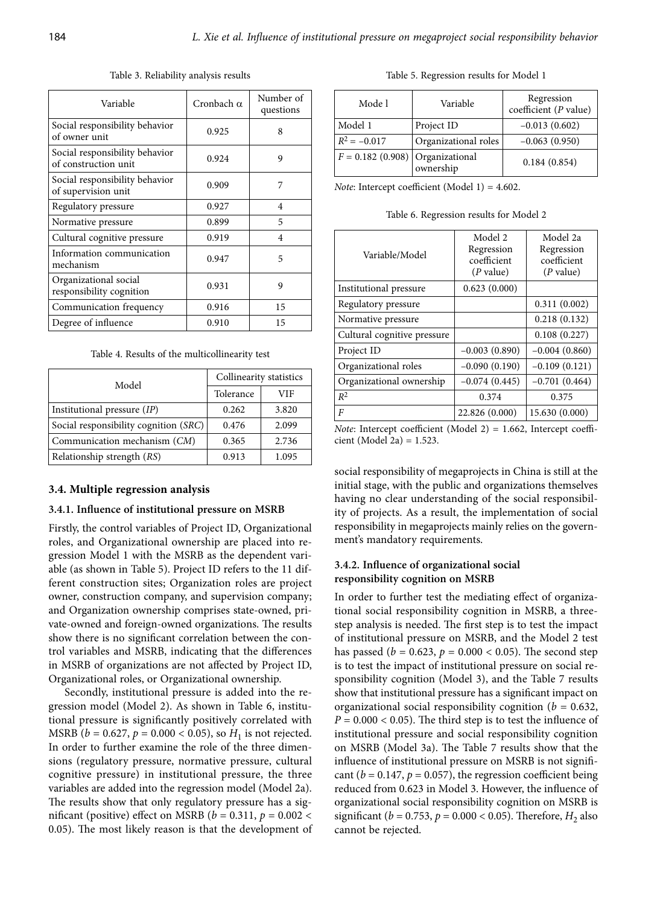Table 3. Reliability analysis results

| Variable | Cronbach α | Number of questions |
|---|---|---|
| Social responsibility behavior of owner unit | 0.925 | 8 |
| Social responsibility behavior of construction unit | 0.924 | 9 |
| Social responsibility behavior of supervision unit | 0.909 | 7 |
| Regulatory pressure | 0.927 | 4 |
| Normative pressure | 0.899 | 5 |
| Cultural cognitive pressure | 0.919 | 4 |
| Information communication mechanism | 0.947 | 5 |
| Organizational social responsibility cognition | 0.931 | 9 |
| Communication frequency | 0.916 | 15 |
| Degree of influence | 0.910 | 15 |

Table 4. Results of the multicollinearity test

| Model | Collinearity statistics | |
|---|---|---|
| | Tolerance | VIF |
| Institutional pressure (*IP*) | 0.262 | 3.820 |
| Social responsibility cognition (*SRC*) | 0.476 | 2.099 |
| Communication mechanism (*CM*) | 0.365 | 2.736 |
| Relationship strength (*RS*) | 0.913 | 1.095 |

### 3.4. Multiple regression analysis

#### 3.4.1. Influence of institutional pressure on MSRB

Firstly, the control variables of Project ID, Organizational roles, and Organizational ownership are placed into regression Model 1 with the MSRB as the dependent variable (as shown in Table 5). Project ID refers to the 11 different construction sites; Organization roles are project owner, construction company, and supervision company; and Organization ownership comprises state-owned, private-owned and foreign-owned organizations. The results show there is no significant correlation between the control variables and MSRB, indicating that the differences in MSRB of organizations are not affected by Project ID, Organizational roles, or Organizational ownership.

Secondly, institutional pressure is added into the regression model (Model 2). As shown in Table 6, institutional pressure is significantly positively correlated with MSRB ($b = 0.627$, $p = 0.000 < 0.05$), so $H_1$ is not rejected. In order to further examine the role of the three dimensions (regulatory pressure, normative pressure, cultural cognitive pressure) in institutional pressure, the three variables are added into the regression model (Model 2a). The results show that only regulatory pressure has a significant (positive) effect on MSRB ($b = 0.311$, $p = 0.002 < 0.05$). The most likely reason is that the development of social responsibility of megaprojects in China is still at the initial stage, with the public and organizations themselves having no clear understanding of the social responsibility of projects. As a result, the implementation of social responsibility in megaprojects mainly relies on the government's mandatory requirements.

Table 5. Regression results for Model 1

| Mode l | Variable | Regression coefficient (*P* value) |
|---|---|---|
| Model 1 | Project ID | –0.013 (0.602) |
| $R^2 = -0.017$ | Organizational roles | –0.063 (0.950) |
| $F = 0.182$ (0.908) | Organizational ownership | 0.184 (0.854) |

*Note*: Intercept coefficient (Model 1) = 4.602.

Table 6. Regression results for Model 2

| Variable/Model | Model 2 Regression coefficient (*P* value) | Model 2a Regression coefficient (*P* value) |
|---|---|---|
| Institutional pressure | 0.623 (0.000) | |
| Regulatory pressure | | 0.311 (0.002) |
| Normative pressure | | 0.218 (0.132) |
| Cultural cognitive pressure | | 0.108 (0.227) |
| Project ID | –0.003 (0.890) | –0.004 (0.860) |
| Organizational roles | –0.090 (0.190) | –0.109 (0.121) |
| Organizational ownership | –0.074 (0.445) | –0.701 (0.464) |
| $R^2$ | 0.374 | 0.375 |
| $F$ | 22.826 (0.000) | 15.630 (0.000) |

*Note*: Intercept coefficient (Model 2) = 1.662, Intercept coefficient (Model 2a) = 1.523.

#### 3.4.2. Influence of organizational social responsibility cognition on MSRB

In order to further test the mediating effect of organizational social responsibility cognition in MSRB, a three-step analysis is needed. The first step is to test the impact of institutional pressure on MSRB, and the Model 2 test has passed ($b = 0.623$, $p = 0.000 < 0.05$). The second step is to test the impact of institutional pressure on social responsibility cognition (Model 3), and the Table 7 results show that institutional pressure has a significant impact on organizational social responsibility cognition ($b = 0.632$, $P = 0.000 < 0.05$). The third step is to test the influence of institutional pressure and social responsibility cognition on MSRB (Model 3a). The Table 7 results show that the influence of institutional pressure on MSRB is not significant ($b = 0.147$, $p = 0.057$), the regression coefficient being reduced from 0.623 in Model 3. However, the influence of organizational social responsibility cognition on MSRB is significant ($b = 0.753$, $p = 0.000 < 0.05$). Therefore, $H_2$ also cannot be rejected.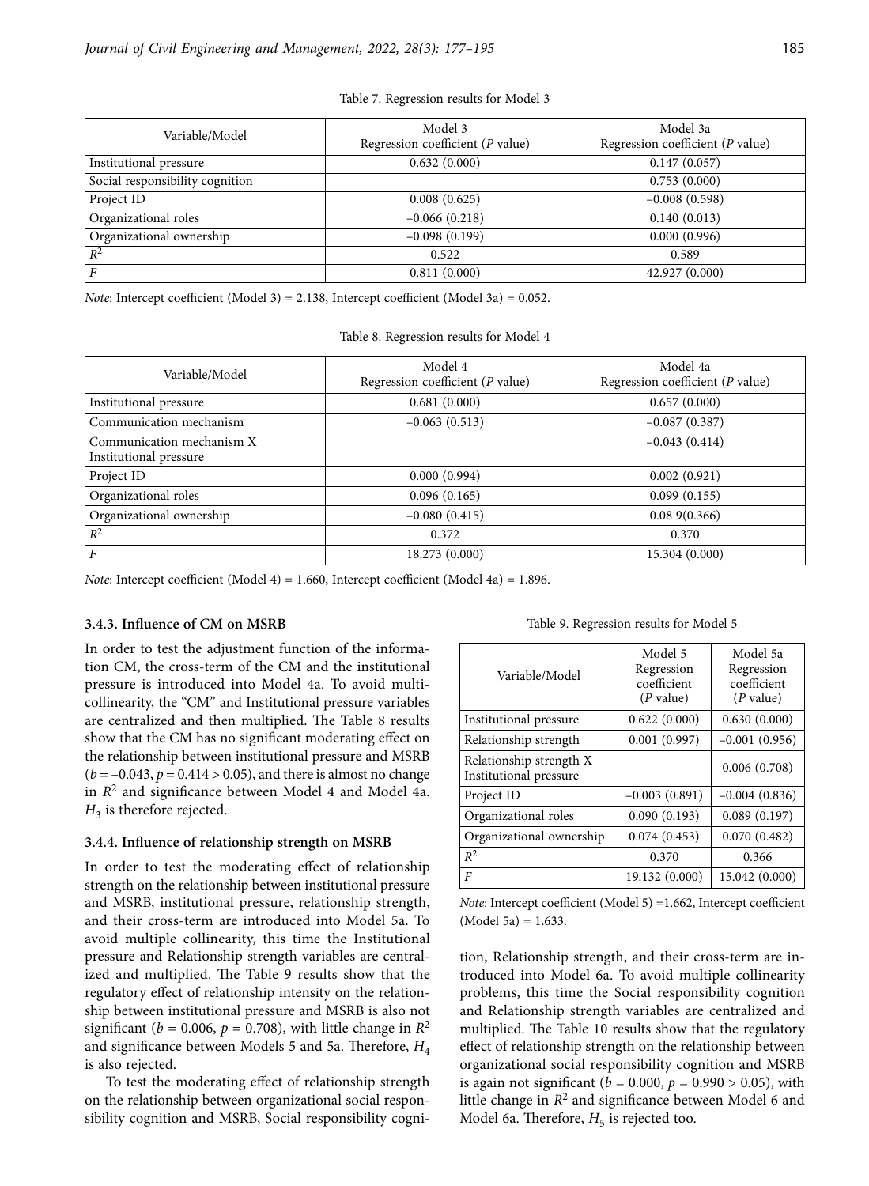Table 7. Regression results for Model 3

| Variable/Model | Model 3<br>Regression coefficient (*P* value) | Model 3a<br>Regression coefficient (*P* value) |
|---|---|---|
| Institutional pressure | 0.632 (0.000) | 0.147 (0.057) |
| Social responsibility cognition | | 0.753 (0.000) |
| Project ID | 0.008 (0.625) | –0.008 (0.598) |
| Organizational roles | –0.066 (0.218) | 0.140 (0.013) |
| Organizational ownership | –0.098 (0.199) | 0.000 (0.996) |
| $R^2$ | 0.522 | 0.589 |
| $F$ | 0.811 (0.000) | 42.927 (0.000) |

*Note*: Intercept coefficient (Model 3) = 2.138, Intercept coefficient (Model 3a) = 0.052.

Table 8. Regression results for Model 4

| Variable/Model | Model 4<br>Regression coefficient (*P* value) | Model 4a<br>Regression coefficient (*P* value) |
|---|---|---|
| Institutional pressure | 0.681 (0.000) | 0.657 (0.000) |
| Communication mechanism | –0.063 (0.513) | –0.087 (0.387) |
| Communication mechanism X Institutional pressure | | –0.043 (0.414) |
| Project ID | 0.000 (0.994) | 0.002 (0.921) |
| Organizational roles | 0.096 (0.165) | 0.099 (0.155) |
| Organizational ownership | –0.080 (0.415) | 0.08 9(0.366) |
| $R^2$ | 0.372 | 0.370 |
| $F$ | 18.273 (0.000) | 15.304 (0.000) |

*Note*: Intercept coefficient (Model 4) = 1.660, Intercept coefficient (Model 4a) = 1.896.

### 3.4.3. Influence of CM on MSRB

In order to test the adjustment function of the information CM, the cross-term of the CM and the institutional pressure is introduced into Model 4a. To avoid multicollinearity, the "CM" and Institutional pressure variables are centralized and then multiplied. The Table 8 results show that the CM has no significant moderating effect on the relationship between institutional pressure and MSRB ($b = -0.043$, $p = 0.414 > 0.05$), and there is almost no change in $R^2$ and significance between Model 4 and Model 4a. $H_3$ is therefore rejected.

### 3.4.4. Influence of relationship strength on MSRB

In order to test the moderating effect of relationship strength on the relationship between institutional pressure and MSRB, institutional pressure, relationship strength, and their cross-term are introduced into Model 5a. To avoid multiple collinearity, this time the Institutional pressure and Relationship strength variables are centralized and multiplied. The Table 9 results show that the regulatory effect of relationship intensity on the relationship between institutional pressure and MSRB is also not significant ($b = 0.006$, $p = 0.708$), with little change in $R^2$ and significance between Models 5 and 5a. Therefore, $H_4$ is also rejected.

To test the moderating effect of relationship strength on the relationship between organizational social responsibility cognition and MSRB, Social responsibility cognition, Relationship strength, and their cross-term are introduced into Model 6a. To avoid multiple collinearity problems, this time the Social responsibility cognition and Relationship strength variables are centralized and multiplied. The Table 10 results show that the regulatory effect of relationship strength on the relationship between organizational social responsibility cognition and MSRB is again not significant ($b = 0.000$, $p = 0.990 > 0.05$), with little change in $R^2$ and significance between Model 6 and Model 6a. Therefore, $H_5$ is rejected too.

Table 9. Regression results for Model 5

| Variable/Model | Model 5<br>Regression coefficient<br>(*P* value) | Model 5a<br>Regression coefficient<br>(*P* value) |
|---|---|---|
| Institutional pressure | 0.622 (0.000) | 0.630 (0.000) |
| Relationship strength | 0.001 (0.997) | –0.001 (0.956) |
| Relationship strength X Institutional pressure | | 0.006 (0.708) |
| Project ID | –0.003 (0.891) | –0.004 (0.836) |
| Organizational roles | 0.090 (0.193) | 0.089 (0.197) |
| Organizational ownership | 0.074 (0.453) | 0.070 (0.482) |
| $R^2$ | 0.370 | 0.366 |
| $F$ | 19.132 (0.000) | 15.042 (0.000) |

*Note*: Intercept coefficient (Model 5) =1.662, Intercept coefficient (Model 5a) = 1.633.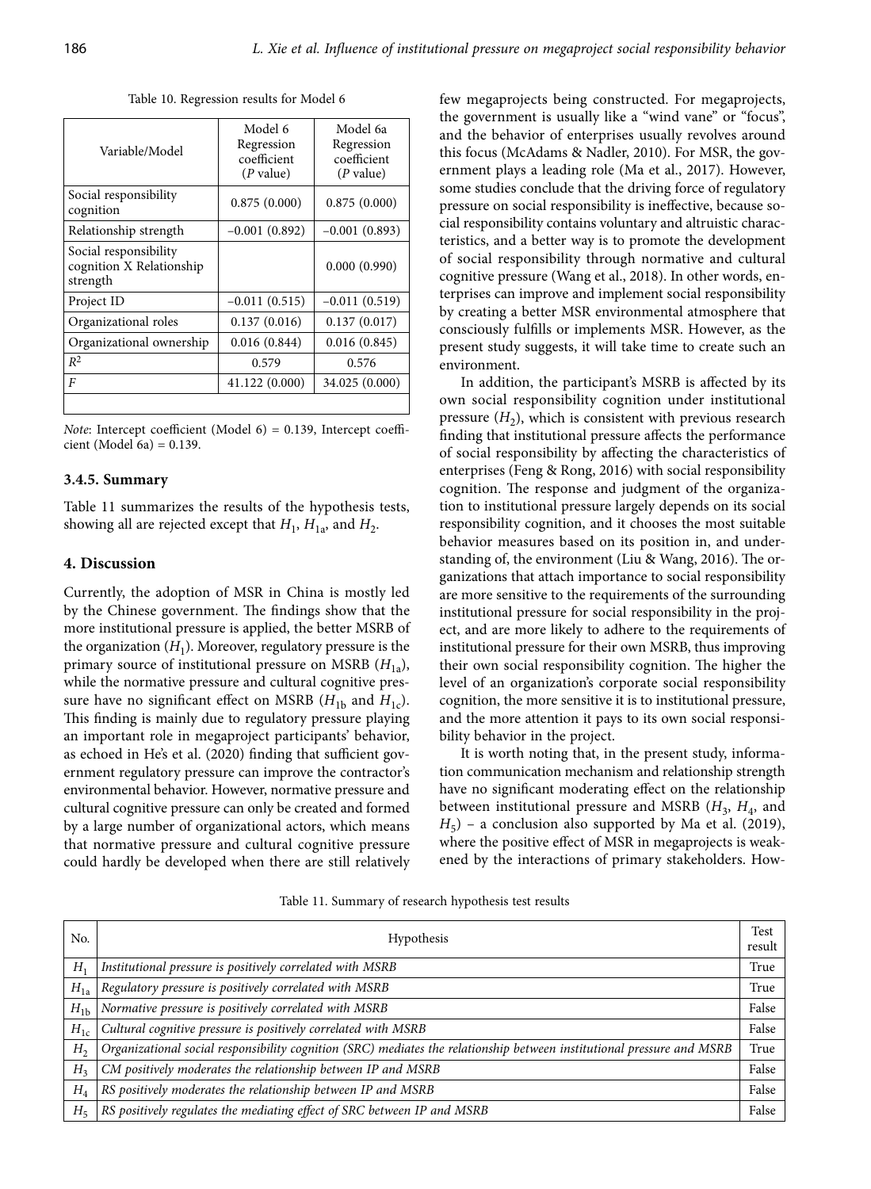Table 10. Regression results for Model 6

| Variable/Model | Model 6 Regression coefficient (*P* value) | Model 6a Regression coefficient (*P* value) |
|---|---|---|
| Social responsibility cognition | 0.875 (0.000) | 0.875 (0.000) |
| Relationship strength | –0.001 (0.892) | –0.001 (0.893) |
| Social responsibility cognition X Relationship strength | | 0.000 (0.990) |
| Project ID | –0.011 (0.515) | –0.011 (0.519) |
| Organizational roles | 0.137 (0.016) | 0.137 (0.017) |
| Organizational ownership | 0.016 (0.844) | 0.016 (0.845) |
| $R^2$ | 0.579 | 0.576 |
| *F* | 41.122 (0.000) | 34.025 (0.000) |

*Note*: Intercept coefficient (Model 6) = 0.139, Intercept coefficient (Model 6a) = 0.139.

### 3.4.5. Summary

Table 11 summarizes the results of the hypothesis tests, showing all are rejected except that $H_1$, $H_{1a}$, and $H_2$.

## 4. Discussion

Currently, the adoption of MSR in China is mostly led by the Chinese government. The findings show that the more institutional pressure is applied, the better MSRB of the organization ($H_1$). Moreover, regulatory pressure is the primary source of institutional pressure on MSRB ($H_{1a}$), while the normative pressure and cultural cognitive pressure have no significant effect on MSRB ($H_{1b}$ and $H_{1c}$). This finding is mainly due to regulatory pressure playing an important role in megaproject participants' behavior, as echoed in He's et al. (2020) finding that sufficient government regulatory pressure can improve the contractor's environmental behavior. However, normative pressure and cultural cognitive pressure can only be created and formed by a large number of organizational actors, which means that normative pressure and cultural cognitive pressure could hardly be developed when there are still relatively few megaprojects being constructed. For megaprojects, the government is usually like a "wind vane" or "focus", and the behavior of enterprises usually revolves around this focus (McAdams & Nadler, 2010). For MSR, the government plays a leading role (Ma et al., 2017). However, some studies conclude that the driving force of regulatory pressure on social responsibility is ineffective, because social responsibility contains voluntary and altruistic characteristics, and a better way is to promote the development of social responsibility through normative and cultural cognitive pressure (Wang et al., 2018). In other words, enterprises can improve and implement social responsibility by creating a better MSR environmental atmosphere that consciously fulfills or implements MSR. However, as the present study suggests, it will take time to create such an environment.

In addition, the participant's MSRB is affected by its own social responsibility cognition under institutional pressure ($H_2$), which is consistent with previous research finding that institutional pressure affects the performance of social responsibility by affecting the characteristics of enterprises (Feng & Rong, 2016) with social responsibility cognition. The response and judgment of the organization to institutional pressure largely depends on its social responsibility cognition, and it chooses the most suitable behavior measures based on its position in, and understanding of, the environment (Liu & Wang, 2016). The organizations that attach importance to social responsibility are more sensitive to the requirements of the surrounding institutional pressure for social responsibility in the project, and are more likely to adhere to the requirements of institutional pressure for their own MSRB, thus improving their own social responsibility cognition. The higher the level of an organization's corporate social responsibility cognition, the more sensitive it is to institutional pressure, and the more attention it pays to its own social responsibility behavior in the project.

It is worth noting that, in the present study, information communication mechanism and relationship strength have no significant moderating effect on the relationship between institutional pressure and MSRB ($H_3$, $H_4$, and $H_5$) – a conclusion also supported by Ma et al. (2019), where the positive effect of MSR in megaprojects is weakened by the interactions of primary stakeholders. How-

Table 11. Summary of research hypothesis test results

| No. | Hypothesis | Test result |
|---|---|---|
| $H_1$ | *Institutional pressure is positively correlated with MSRB* | True |
| $H_{1a}$ | *Regulatory pressure is positively correlated with MSRB* | True |
| $H_{1b}$ | *Normative pressure is positively correlated with MSRB* | False |
| $H_{1c}$ | *Cultural cognitive pressure is positively correlated with MSRB* | False |
| $H_2$ | *Organizational social responsibility cognition (SRC) mediates the relationship between institutional pressure and MSRB* | True |
| $H_3$ | *CM positively moderates the relationship between IP and MSRB* | False |
| $H_4$ | *RS positively moderates the relationship between IP and MSRB* | False |
| $H_5$ | *RS positively regulates the mediating effect of SRC between IP and MSRB* | False |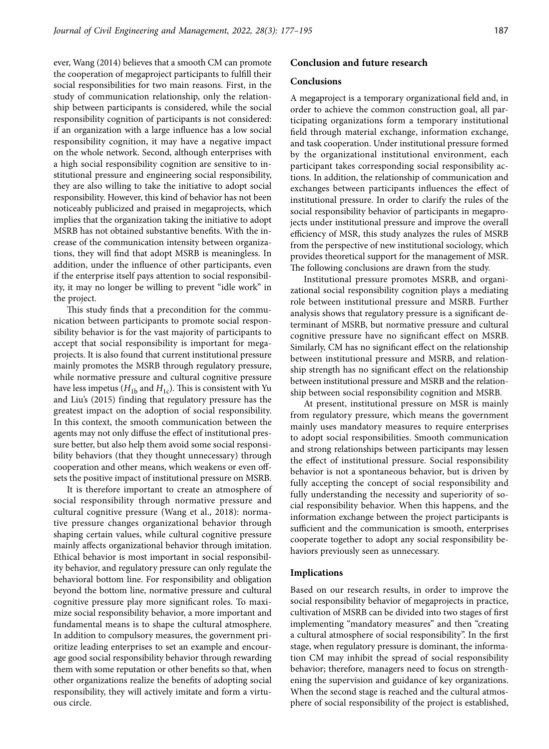ever, Wang (2014) believes that a smooth CM can promote the cooperation of megaproject participants to fulfill their social responsibilities for two main reasons. First, in the study of communication relationship, only the relationship between participants is considered, while the social responsibility cognition of participants is not considered: if an organization with a large influence has a low social responsibility cognition, it may have a negative impact on the whole network. Second, although enterprises with a high social responsibility cognition are sensitive to institutional pressure and engineering social responsibility, they are also willing to take the initiative to adopt social responsibility. However, this kind of behavior has not been noticeably publicized and praised in megaprojects, which implies that the organization taking the initiative to adopt MSRB has not obtained substantive benefits. With the increase of the communication intensity between organizations, they will find that adopt MSRB is meaningless. In addition, under the influence of other participants, even if the enterprise itself pays attention to social responsibility, it may no longer be willing to prevent "idle work" in the project.

This study finds that a precondition for the communication between participants to promote social responsibility behavior is for the vast majority of participants to accept that social responsibility is important for megaprojects. It is also found that current institutional pressure mainly promotes the MSRB through regulatory pressure, while normative pressure and cultural cognitive pressure have less impetus ($H_{1b}$ and $H_{1c}$). This is consistent with Yu and Liu's (2015) finding that regulatory pressure has the greatest impact on the adoption of social responsibility. In this context, the smooth communication between the agents may not only diffuse the effect of institutional pressure better, but also help them avoid some social responsibility behaviors (that they thought unnecessary) through cooperation and other means, which weakens or even offsets the positive impact of institutional pressure on MSRB.

It is therefore important to create an atmosphere of social responsibility through normative pressure and cultural cognitive pressure (Wang et al., 2018): normative pressure changes organizational behavior through shaping certain values, while cultural cognitive pressure mainly affects organizational behavior through imitation. Ethical behavior is most important in social responsibility behavior, and regulatory pressure can only regulate the behavioral bottom line. For responsibility and obligation beyond the bottom line, normative pressure and cultural cognitive pressure play more significant roles. To maximize social responsibility behavior, a more important and fundamental means is to shape the cultural atmosphere. In addition to compulsory measures, the government prioritize leading enterprises to set an example and encourage good social responsibility behavior through rewarding them with some reputation or other benefits so that, when other organizations realize the benefits of adopting social responsibility, they will actively imitate and form a virtuous circle.

## Conclusion and future research

### Conclusions

A megaproject is a temporary organizational field and, in order to achieve the common construction goal, all participating organizations form a temporary institutional field through material exchange, information exchange, and task cooperation. Under institutional pressure formed by the organizational institutional environment, each participant takes corresponding social responsibility actions. In addition, the relationship of communication and exchanges between participants influences the effect of institutional pressure. In order to clarify the rules of the social responsibility behavior of participants in megaprojects under institutional pressure and improve the overall efficiency of MSR, this study analyzes the rules of MSRB from the perspective of new institutional sociology, which provides theoretical support for the management of MSR. The following conclusions are drawn from the study.

Institutional pressure promotes MSRB, and organizational social responsibility cognition plays a mediating role between institutional pressure and MSRB. Further analysis shows that regulatory pressure is a significant determinant of MSRB, but normative pressure and cultural cognitive pressure have no significant effect on MSRB. Similarly, CM has no significant effect on the relationship between institutional pressure and MSRB, and relationship strength has no significant effect on the relationship between institutional pressure and MSRB and the relationship between social responsibility cognition and MSRB.

At present, institutional pressure on MSR is mainly from regulatory pressure, which means the government mainly uses mandatory measures to require enterprises to adopt social responsibilities. Smooth communication and strong relationships between participants may lessen the effect of institutional pressure. Social responsibility behavior is not a spontaneous behavior, but is driven by fully accepting the concept of social responsibility and fully understanding the necessity and superiority of social responsibility behavior. When this happens, and the information exchange between the project participants is sufficient and the communication is smooth, enterprises cooperate together to adopt any social responsibility behaviors previously seen as unnecessary.

### Implications

Based on our research results, in order to improve the social responsibility behavior of megaprojects in practice, cultivation of MSRB can be divided into two stages of first implementing "mandatory measures" and then "creating a cultural atmosphere of social responsibility". In the first stage, when regulatory pressure is dominant, the information CM may inhibit the spread of social responsibility behavior; therefore, managers need to focus on strengthening the supervision and guidance of key organizations. When the second stage is reached and the cultural atmosphere of social responsibility of the project is established,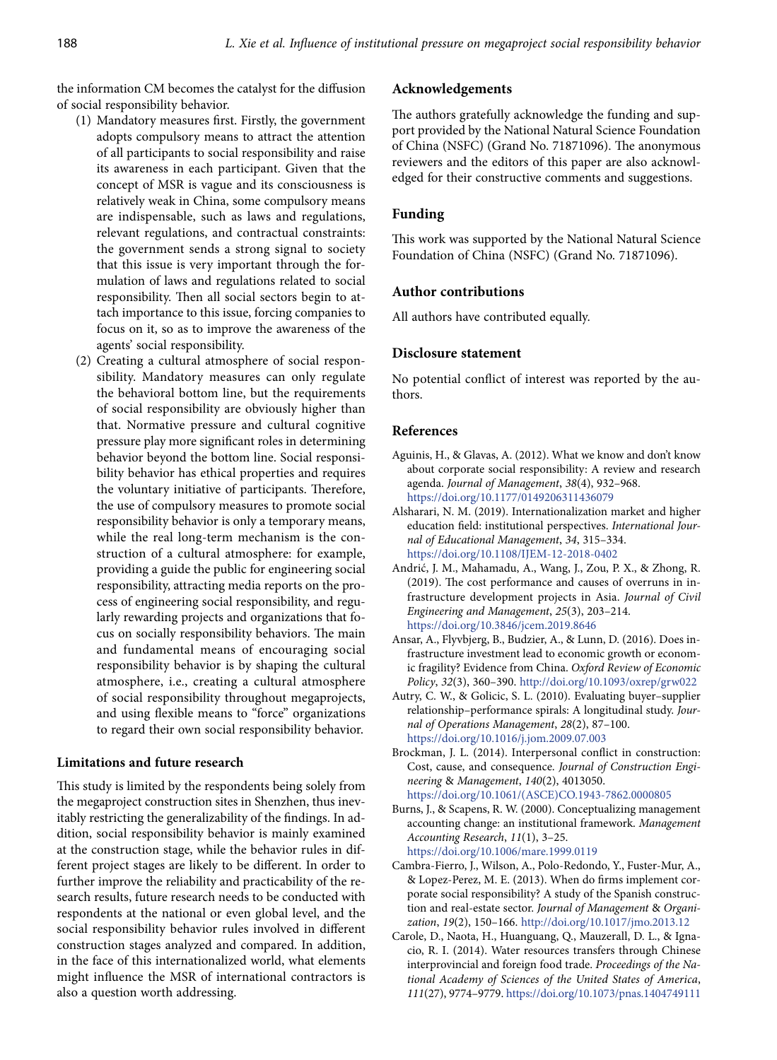the information CM becomes the catalyst for the diffusion of social responsibility behavior.

(1) Mandatory measures first. Firstly, the government adopts compulsory means to attract the attention of all participants to social responsibility and raise its awareness in each participant. Given that the concept of MSR is vague and its consciousness is relatively weak in China, some compulsory means are indispensable, such as laws and regulations, relevant regulations, and contractual constraints: the government sends a strong signal to society that this issue is very important through the formulation of laws and regulations related to social responsibility. Then all social sectors begin to attach importance to this issue, forcing companies to focus on it, so as to improve the awareness of the agents' social responsibility.

(2) Creating a cultural atmosphere of social responsibility. Mandatory measures can only regulate the behavioral bottom line, but the requirements of social responsibility are obviously higher than that. Normative pressure and cultural cognitive pressure play more significant roles in determining behavior beyond the bottom line. Social responsibility behavior has ethical properties and requires the voluntary initiative of participants. Therefore, the use of compulsory measures to promote social responsibility behavior is only a temporary means, while the real long-term mechanism is the construction of a cultural atmosphere: for example, providing a guide the public for engineering social responsibility, attracting media reports on the process of engineering social responsibility, and regularly rewarding projects and organizations that focus on socially responsibility behaviors. The main and fundamental means of encouraging social responsibility behavior is by shaping the cultural atmosphere, i.e., creating a cultural atmosphere of social responsibility throughout megaprojects, and using flexible means to "force" organizations to regard their own social responsibility behavior.

### Limitations and future research

This study is limited by the respondents being solely from the megaproject construction sites in Shenzhen, thus inevitably restricting the generalizability of the findings. In addition, social responsibility behavior is mainly examined at the construction stage, while the behavior rules in different project stages are likely to be different. In order to further improve the reliability and practicability of the research results, future research needs to be conducted with respondents at the national or even global level, and the social responsibility behavior rules involved in different construction stages analyzed and compared. In addition, in the face of this internationalized world, what elements might influence the MSR of international contractors is also a question worth addressing.

### Acknowledgements

The authors gratefully acknowledge the funding and support provided by the National Natural Science Foundation of China (NSFC) (Grand No. 71871096). The anonymous reviewers and the editors of this paper are also acknowledged for their constructive comments and suggestions.

### Funding

This work was supported by the National Natural Science Foundation of China (NSFC) (Grand No. 71871096).

### Author contributions

All authors have contributed equally.

### Disclosure statement

No potential conflict of interest was reported by the authors.

### References

Aguinis, H., & Glavas, A. (2012). What we know and don't know about corporate social responsibility: A review and research agenda. *Journal of Management*, *38*(4), 932–968. https://doi.org/10.1177/0149206311436079

Alsharari, N. M. (2019). Internationalization market and higher education field: institutional perspectives. *International Journal of Educational Management*, *34*, 315–334. https://doi.org/10.1108/IJEM-12-2018-0402

Andrić, J. M., Mahamadu, A., Wang, J., Zou, P. X., & Zhong, R. (2019). The cost performance and causes of overruns in infrastructure development projects in Asia. *Journal of Civil Engineering and Management*, *25*(3), 203–214. https://doi.org/10.3846/jcem.2019.8646

Ansar, A., Flyvbjerg, B., Budzier, A., & Lunn, D. (2016). Does infrastructure investment lead to economic growth or economic fragility? Evidence from China. *Oxford Review of Economic Policy*, *32*(3), 360–390. http://doi.org/10.1093/oxrep/grw022

Autry, C. W., & Golicic, S. L. (2010). Evaluating buyer–supplier relationship–performance spirals: A longitudinal study. *Journal of Operations Management*, *28*(2), 87–100. https://doi.org/10.1016/j.jom.2009.07.003

Brockman, J. L. (2014). Interpersonal conflict in construction: Cost, cause, and consequence. *Journal of Construction Engineering & Management*, *140*(2), 4013050. https://doi.org/10.1061/(ASCE)CO.1943-7862.0000805

Burns, J., & Scapens, R. W. (2000). Conceptualizing management accounting change: an institutional framework. *Management Accounting Research*, *11*(1), 3–25. https://doi.org/10.1006/mare.1999.0119

Cambra-Fierro, J., Wilson, A., Polo-Redondo, Y., Fuster-Mur, A., & Lopez-Perez, M. E. (2013). When do firms implement corporate social responsibility? A study of the Spanish construction and real-estate sector. *Journal of Management & Organization*, *19*(2), 150–166. http://doi.org/10.1017/jmo.2013.12

Carole, D., Naota, H., Huanguang, Q., Mauzerall, D. L., & Ignacio, R. I. (2014). Water resources transfers through Chinese interprovincial and foreign food trade. *Proceedings of the National Academy of Sciences of the United States of America*, *111*(27), 9774–9779. https://doi.org/10.1073/pnas.1404749111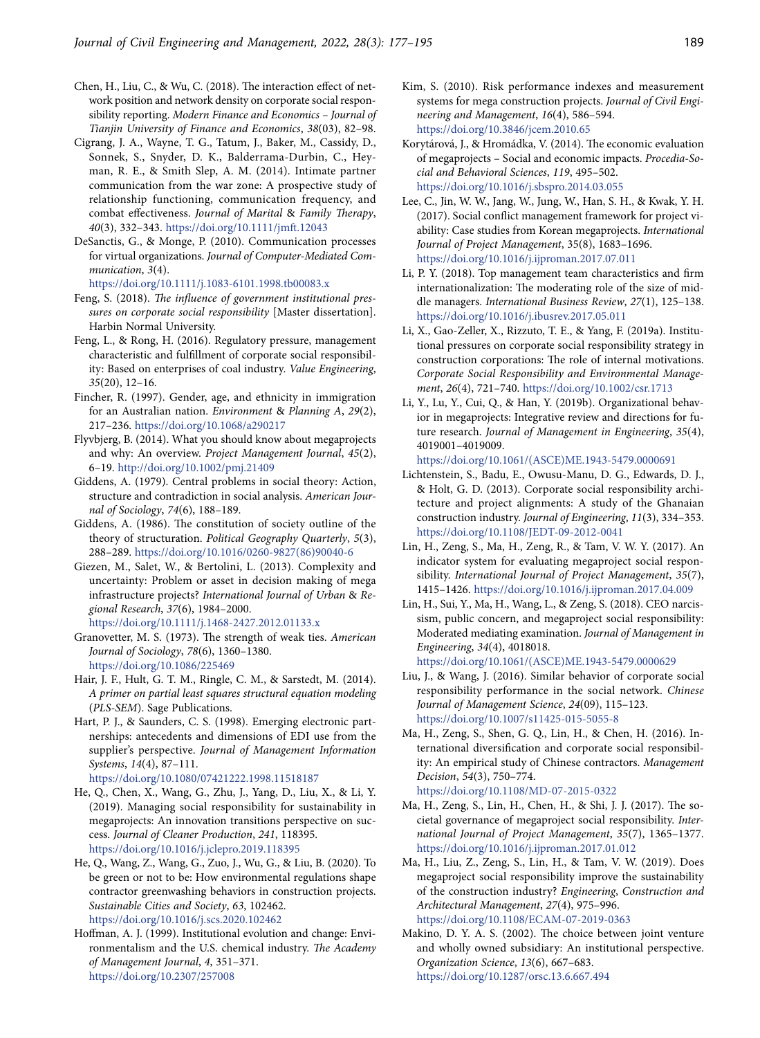Chen, H., Liu, C., & Wu, C. (2018). The interaction effect of network position and network density on corporate social responsibility reporting. *Modern Finance and Economics – Journal of Tianjin University of Finance and Economics*, *38*(03), 82–98.

Cigrang, J. A., Wayne, T. G., Tatum, J., Baker, M., Cassidy, D., Sonnek, S., Snyder, D. K., Balderrama-Durbin, C., Heyman, R. E., & Smith Slep, A. M. (2014). Intimate partner communication from the war zone: A prospective study of relationship functioning, communication frequency, and combat effectiveness. *Journal of Marital & Family Therapy*, *40*(3), 332–343. https://doi.org/10.1111/jmft.12043

DeSanctis, G., & Monge, P. (2010). Communication processes for virtual organizations. *Journal of Computer-Mediated Communication*, *3*(4). https://doi.org/10.1111/j.1083-6101.1998.tb00083.x

Feng, S. (2018). *The influence of government institutional pressures on corporate social responsibility* [Master dissertation]. Harbin Normal University.

Feng, L., & Rong, H. (2016). Regulatory pressure, management characteristic and fulfillment of corporate social responsibility: Based on enterprises of coal industry. *Value Engineering*, *35*(20), 12–16.

Fincher, R. (1997). Gender, age, and ethnicity in immigration for an Australian nation. *Environment & Planning A*, *29*(2), 217–236. https://doi.org/10.1068/a290217

Flyvbjerg, B. (2014). What you should know about megaprojects and why: An overview. *Project Management Journal*, *45*(2), 6–19. http://doi.org/10.1002/pmj.21409

Giddens, A. (1979). Central problems in social theory: Action, structure and contradiction in social analysis. *American Journal of Sociology*, *74*(6), 188–189.

Giddens, A. (1986). The constitution of society outline of the theory of structuration. *Political Geography Quarterly*, *5*(3), 288–289. https://doi.org/10.1016/0260-9827(86)90040-6

Giezen, M., Salet, W., & Bertolini, L. (2013). Complexity and uncertainty: Problem or asset in decision making of mega infrastructure projects? *International Journal of Urban & Regional Research*, *37*(6), 1984–2000. https://doi.org/10.1111/j.1468-2427.2012.01133.x

Granovetter, M. S. (1973). The strength of weak ties. *American Journal of Sociology*, *78*(6), 1360–1380. https://doi.org/10.1086/225469

Hair, J. F., Hult, G. T. M., Ringle, C. M., & Sarstedt, M. (2014). *A primer on partial least squares structural equation modeling (PLS-SEM)*. Sage Publications.

Hart, P. J., & Saunders, C. S. (1998). Emerging electronic partnerships: antecedents and dimensions of EDI use from the supplier's perspective. *Journal of Management Information Systems*, *14*(4), 87–111. https://doi.org/10.1080/07421222.1998.11518187

He, Q., Chen, X., Wang, G., Zhu, J., Yang, D., Liu, X., & Li, Y. (2019). Managing social responsibility for sustainability in megaprojects: An innovation transitions perspective on success. *Journal of Cleaner Production*, *241*, 118395. https://doi.org/10.1016/j.jclepro.2019.118395

He, Q., Wang, Z., Wang, G., Zuo, J., Wu, G., & Liu, B. (2020). To be green or not to be: How environmental regulations shape contractor greenwashing behaviors in construction projects. *Sustainable Cities and Society*, *63*, 102462. https://doi.org/10.1016/j.scs.2020.102462

Hoffman, A. J. (1999). Institutional evolution and change: Environmentalism and the U.S. chemical industry. *The Academy of Management Journal*, *4*, 351–371. https://doi.org/10.2307/257008

Kim, S. (2010). Risk performance indexes and measurement systems for mega construction projects. *Journal of Civil Engineering and Management*, *16*(4), 586–594. https://doi.org/10.3846/jcem.2010.65

Korytárová, J., & Hromádka, V. (2014). The economic evaluation of megaprojects – Social and economic impacts. *Procedia-Social and Behavioral Sciences*, *119*, 495–502. https://doi.org/10.1016/j.sbspro.2014.03.055

Lee, C., Jin, W. W., Jang, W., Jung, W., Han, S. H., & Kwak, Y. H. (2017). Social conflict management framework for project viability: Case studies from Korean megaprojects. *International Journal of Project Management*, 35(8), 1683–1696. https://doi.org/10.1016/j.ijproman.2017.07.011

Li, P. Y. (2018). Top management team characteristics and firm internationalization: The moderating role of the size of middle managers. *International Business Review*, *27*(1), 125–138. https://doi.org/10.1016/j.ibusrev.2017.05.011

Li, X., Gao-Zeller, X., Rizzuto, T. E., & Yang, F. (2019a). Institutional pressures on corporate social responsibility strategy in construction corporations: The role of internal motivations. *Corporate Social Responsibility and Environmental Management*, *26*(4), 721–740. https://doi.org/10.1002/csr.1713

Li, Y., Lu, Y., Cui, Q., & Han, Y. (2019b). Organizational behavior in megaprojects: Integrative review and directions for future research. *Journal of Management in Engineering*, *35*(4), 4019001–4019009. https://doi.org/10.1061/(ASCE)ME.1943-5479.0000691

Lichtenstein, S., Badu, E., Owusu-Manu, D. G., Edwards, D. J., & Holt, G. D. (2013). Corporate social responsibility architecture and project alignments: A study of the Ghanaian construction industry. *Journal of Engineering*, *11*(3), 334–353. https://doi.org/10.1108/JEDT-09-2012-0041

Lin, H., Zeng, S., Ma, H., Zeng, R., & Tam, V. W. Y. (2017). An indicator system for evaluating megaproject social responsibility. *International Journal of Project Management*, *35*(7), 1415–1426. https://doi.org/10.1016/j.ijproman.2017.04.009

Lin, H., Sui, Y., Ma, H., Wang, L., & Zeng, S. (2018). CEO narcissism, public concern, and megaproject social responsibility: Moderated mediating examination. *Journal of Management in Engineering*, *34*(4), 4018018. https://doi.org/10.1061/(ASCE)ME.1943-5479.0000629

Liu, J., & Wang, J. (2016). Similar behavior of corporate social responsibility performance in the social network. *Chinese Journal of Management Science*, *24*(09), 115–123. https://doi.org/10.1007/s11425-015-5055-8

Ma, H., Zeng, S., Shen, G. Q., Lin, H., & Chen, H. (2016). International diversification and corporate social responsibility: An empirical study of Chinese contractors. *Management Decision*, *54*(3), 750–774. https://doi.org/10.1108/MD-07-2015-0322

Ma, H., Zeng, S., Lin, H., Chen, H., & Shi, J. J. (2017). The societal governance of megaproject social responsibility. *International Journal of Project Management*, *35*(7), 1365–1377. https://doi.org/10.1016/j.ijproman.2017.01.012

Ma, H., Liu, Z., Zeng, S., Lin, H., & Tam, V. W. (2019). Does megaproject social responsibility improve the sustainability of the construction industry? *Engineering, Construction and Architectural Management*, *27*(4), 975–996. https://doi.org/10.1108/ECAM-07-2019-0363

Makino, D. Y. A. S. (2002). The choice between joint venture and wholly owned subsidiary: An institutional perspective. *Organization Science*, *13*(6), 667–683. https://doi.org/10.1287/orsc.13.6.667.494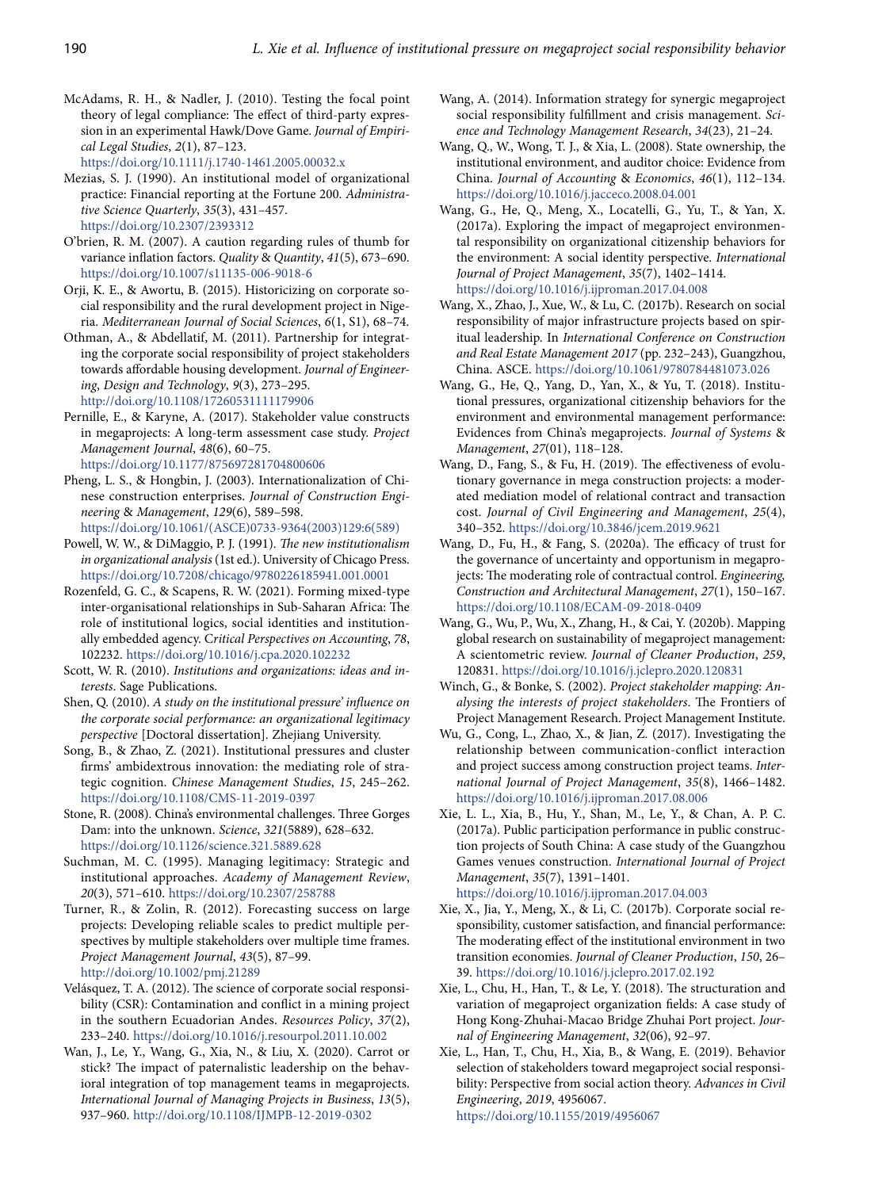McAdams, R. H., & Nadler, J. (2010). Testing the focal point theory of legal compliance: The effect of third-party expression in an experimental Hawk/Dove Game. *Journal of Empirical Legal Studies*, *2*(1), 87–123. https://doi.org/10.1111/j.1740-1461.2005.00032.x

Mezias, S. J. (1990). An institutional model of organizational practice: Financial reporting at the Fortune 200. *Administrative Science Quarterly*, *35*(3), 431–457. https://doi.org/10.2307/2393312

O'brien, R. M. (2007). A caution regarding rules of thumb for variance inflation factors. *Quality & Quantity*, *41*(5), 673–690. https://doi.org/10.1007/s11135-006-9018-6

Orji, K. E., & Awortu, B. (2015). Historicizing on corporate social responsibility and the rural development project in Nigeria. *Mediterranean Journal of Social Sciences*, *6*(1, S1), 68–74.

Othman, A., & Abdellatif, M. (2011). Partnership for integrating the corporate social responsibility of project stakeholders towards affordable housing development. *Journal of Engineering, Design and Technology*, *9*(3), 273–295. http://doi.org/10.1108/17260531111179906

Pernille, E., & Karyne, A. (2017). Stakeholder value constructs in megaprojects: A long-term assessment case study. *Project Management Journal*, *48*(6), 60–75. https://doi.org/10.1177/875697281704800606

Pheng, L. S., & Hongbin, J. (2003). Internationalization of Chinese construction enterprises. *Journal of Construction Engineering & Management*, *129*(6), 589–598. https://doi.org/10.1061/(ASCE)0733-9364(2003)129:6(589)

Powell, W. W., & DiMaggio, P. J. (1991). *The new institutionalism in organizational analysis* (1st ed.). University of Chicago Press. https://doi.org/10.7208/chicago/9780226185941.001.0001

Rozenfeld, G. C., & Scapens, R. W. (2021). Forming mixed-type inter-organisational relationships in Sub-Saharan Africa: The role of institutional logics, social identities and institutionally embedded agency. *Critical Perspectives on Accounting*, *78*, 102232. https://doi.org/10.1016/j.cpa.2020.102232

Scott, W. R. (2010). *Institutions and organizations: ideas and interests*. Sage Publications.

Shen, Q. (2010). *A study on the institutional pressure' influence on the corporate social performance: an organizational legitimacy perspective* [Doctoral dissertation]. Zhejiang University.

Song, B., & Zhao, Z. (2021). Institutional pressures and cluster firms' ambidextrous innovation: the mediating role of strategic cognition. *Chinese Management Studies*, *15*, 245–262. https://doi.org/10.1108/CMS-11-2019-0397

Stone, R. (2008). China's environmental challenges. Three Gorges Dam: into the unknown. *Science*, *321*(5889), 628–632. https://doi.org/10.1126/science.321.5889.628

Suchman, M. C. (1995). Managing legitimacy: Strategic and institutional approaches. *Academy of Management Review*, *20*(3), 571–610. https://doi.org/10.2307/258788

Turner, R., & Zolin, R. (2012). Forecasting success on large projects: Developing reliable scales to predict multiple perspectives by multiple stakeholders over multiple time frames. *Project Management Journal*, *43*(5), 87–99. http://doi.org/10.1002/pmj.21289

Velásquez, T. A. (2012). The science of corporate social responsibility (CSR): Contamination and conflict in a mining project in the southern Ecuadorian Andes. *Resources Policy*, *37*(2), 233–240. https://doi.org/10.1016/j.resourpol.2011.10.002

Wan, J., Le, Y., Wang, G., Xia, N., & Liu, X. (2020). Carrot or stick? The impact of paternalistic leadership on the behavioral integration of top management teams in megaprojects. *International Journal of Managing Projects in Business*, *13*(5), 937–960. http://doi.org/10.1108/IJMPB-12-2019-0302

Wang, A. (2014). Information strategy for synergic megaproject social responsibility fulfillment and crisis management. *Science and Technology Management Research*, *34*(23), 21–24.

Wang, Q., W., Wong, T. J., & Xia, L. (2008). State ownership, the institutional environment, and auditor choice: Evidence from China. *Journal of Accounting & Economics*, *46*(1), 112–134. https://doi.org/10.1016/j.jacceco.2008.04.001

Wang, G., He, Q., Meng, X., Locatelli, G., Yu, T., & Yan, X. (2017a). Exploring the impact of megaproject environmental responsibility on organizational citizenship behaviors for the environment: A social identity perspective. *International Journal of Project Management*, *35*(7), 1402–1414. https://doi.org/10.1016/j.ijproman.2017.04.008

Wang, X., Zhao, J., Xue, W., & Lu, C. (2017b). Research on social responsibility of major infrastructure projects based on spiritual leadership. In *International Conference on Construction and Real Estate Management 2017* (pp. 232–243), Guangzhou, China. ASCE. https://doi.org/10.1061/9780784481073.026

Wang, G., He, Q., Yang, D., Yan, X., & Yu, T. (2018). Institutional pressures, organizational citizenship behaviors for the environment and environmental management performance: Evidences from China's megaprojects. *Journal of Systems & Management*, *27*(01), 118–128.

Wang, D., Fang, S., & Fu, H. (2019). The effectiveness of evolutionary governance in mega construction projects: a moderated mediation model of relational contract and transaction cost. *Journal of Civil Engineering and Management*, *25*(4), 340–352. https://doi.org/10.3846/jcem.2019.9621

Wang, D., Fu, H., & Fang, S. (2020a). The efficacy of trust for the governance of uncertainty and opportunism in megaprojects: The moderating role of contractual control. *Engineering, Construction and Architectural Management*, *27*(1), 150–167. https://doi.org/10.1108/ECAM-09-2018-0409

Wang, G., Wu, P., Wu, X., Zhang, H., & Cai, Y. (2020b). Mapping global research on sustainability of megaproject management: A scientometric review. *Journal of Cleaner Production*, *259*, 120831. https://doi.org/10.1016/j.jclepro.2020.120831

Winch, G., & Bonke, S. (2002). *Project stakeholder mapping: Analysing the interests of project stakeholders*. The Frontiers of Project Management Research. Project Management Institute.

Wu, G., Cong, L., Zhao, X., & Jian, Z. (2017). Investigating the relationship between communication-conflict interaction and project success among construction project teams. *International Journal of Project Management*, *35*(8), 1466–1482. https://doi.org/10.1016/j.ijproman.2017.08.006

Xie, L. L., Xia, B., Hu, Y., Shan, M., Le, Y., & Chan, A. P. C. (2017a). Public participation performance in public construction projects of South China: A case study of the Guangzhou Games venues construction. *International Journal of Project Management*, *35*(7), 1391–1401. https://doi.org/10.1016/j.ijproman.2017.04.003

Xie, X., Jia, Y., Meng, X., & Li, C. (2017b). Corporate social responsibility, customer satisfaction, and financial performance: The moderating effect of the institutional environment in two transition economies. *Journal of Cleaner Production*, *150*, 26–39. https://doi.org/10.1016/j.jclepro.2017.02.192

Xie, L., Chu, H., Han, T., & Le, Y. (2018). The structuration and variation of megaproject organization fields: A case study of Hong Kong-Zhuhai-Macao Bridge Zhuhai Port project. *Journal of Engineering Management*, *32*(06), 92–97.

Xie, L., Han, T., Chu, H., Xia, B., & Wang, E. (2019). Behavior selection of stakeholders toward megaproject social responsibility: Perspective from social action theory. *Advances in Civil Engineering*, *2019*, 4956067. https://doi.org/10.1155/2019/4956067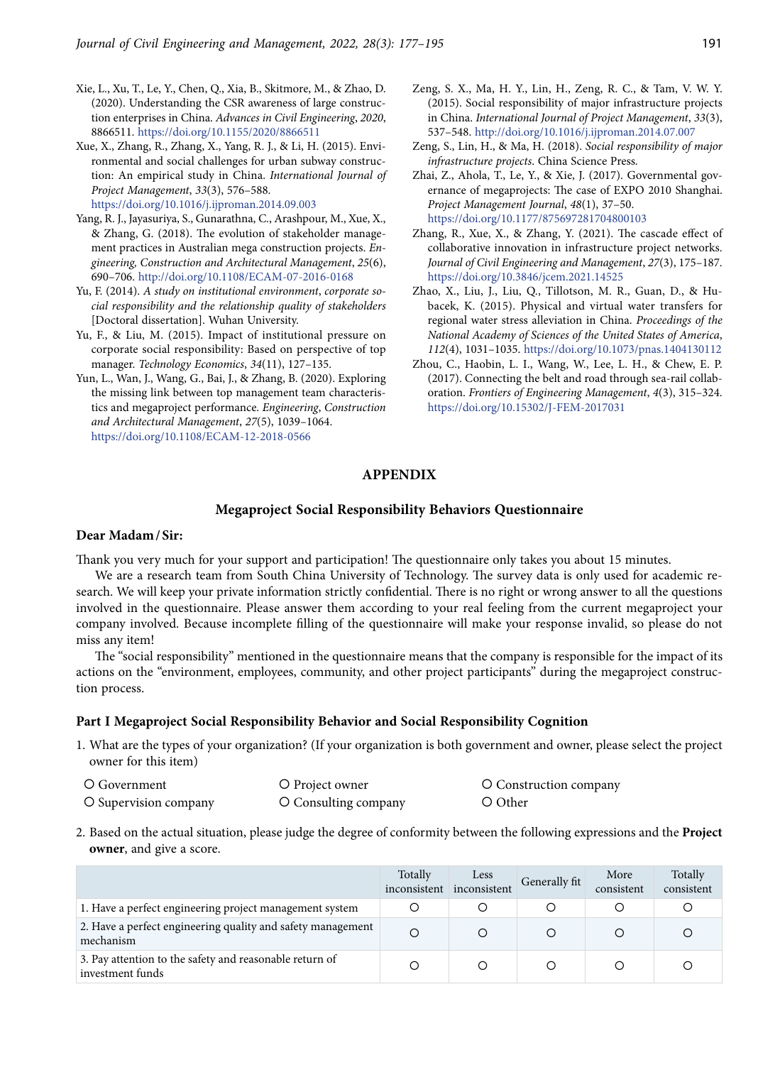Xie, L., Xu, T., Le, Y., Chen, Q., Xia, B., Skitmore, M., & Zhao, D. (2020). Understanding the CSR awareness of large construction enterprises in China. *Advances in Civil Engineering*, *2020*, 8866511. https://doi.org/10.1155/2020/8866511

Xue, X., Zhang, R., Zhang, X., Yang, R. J., & Li, H. (2015). Environmental and social challenges for urban subway construction: An empirical study in China. *International Journal of Project Management*, *33*(3), 576–588. https://doi.org/10.1016/j.ijproman.2014.09.003

Yang, R. J., Jayasuriya, S., Gunarathna, C., Arashpour, M., Xue, X., & Zhang, G. (2018). The evolution of stakeholder management practices in Australian mega construction projects. *Engineering, Construction and Architectural Management*, *25*(6), 690–706. http://doi.org/10.1108/ECAM-07-2016-0168

Yu, F. (2014). *A study on institutional environment, corporate social responsibility and the relationship quality of stakeholders* [Doctoral dissertation]. Wuhan University.

Yu, F., & Liu, M. (2015). Impact of institutional pressure on corporate social responsibility: Based on perspective of top manager. *Technology Economics*, *34*(11), 127–135.

Yun, L., Wan, J., Wang, G., Bai, J., & Zhang, B. (2020). Exploring the missing link between top management team characteristics and megaproject performance. *Engineering*, *Construction and Architectural Management*, *27*(5), 1039–1064. https://doi.org/10.1108/ECAM-12-2018-0566

Zeng, S. X., Ma, H. Y., Lin, H., Zeng, R. C., & Tam, V. W. Y. (2015). Social responsibility of major infrastructure projects in China. *International Journal of Project Management*, *33*(3), 537–548. http://doi.org/10.1016/j.ijproman.2014.07.007

Zeng, S., Lin, H., & Ma, H. (2018). *Social responsibility of major infrastructure projects*. China Science Press.

Zhai, Z., Ahola, T., Le, Y., & Xie, J. (2017). Governmental governance of megaprojects: The case of EXPO 2010 Shanghai. *Project Management Journal*, *48*(1), 37–50. https://doi.org/10.1177/875697281704800103

Zhang, R., Xue, X., & Zhang, Y. (2021). The cascade effect of collaborative innovation in infrastructure project networks. *Journal of Civil Engineering and Management*, *27*(3), 175–187. https://doi.org/10.3846/jcem.2021.14525

Zhao, X., Liu, J., Liu, Q., Tillotson, M. R., Guan, D., & Hubacek, K. (2015). Physical and virtual water transfers for regional water stress alleviation in China. *Proceedings of the National Academy of Sciences of the United States of America*, *112*(4), 1031–1035. https://doi.org/10.1073/pnas.1404130112

Zhou, C., Haobin, L. I., Wang, W., Lee, L. H., & Chew, E. P. (2017). Connecting the belt and road through sea-rail collaboration. *Frontiers of Engineering Management*, *4*(3), 315–324. https://doi.org/10.15302/J-FEM-2017031

## APPENDIX

### Megaproject Social Responsibility Behaviors Questionnaire

**Dear Madam / Sir:**

Thank you very much for your support and participation! The questionnaire only takes you about 15 minutes.

We are a research team from South China University of Technology. The survey data is only used for academic research. We will keep your private information strictly confidential. There is no right or wrong answer to all the questions involved in the questionnaire. Please answer them according to your real feeling from the current megaproject your company involved. Because incomplete filling of the questionnaire will make your response invalid, so please do not miss any item!

The "social responsibility" mentioned in the questionnaire means that the company is responsible for the impact of its actions on the "environment, employees, community, and other project participants" during the megaproject construction process.

**Part I Megaproject Social Responsibility Behavior and Social Responsibility Cognition**

1. What are the types of your organization? (If your organization is both government and owner, please select the project owner for this item)

| | | |
|---|---|---|
| O Government | O Project owner | O Construction company |
| O Supervision company | O Consulting company | O Other |

2. Based on the actual situation, please judge the degree of conformity between the following expressions and the **Project owner**, and give a score.

| | Totally inconsistent | Less inconsistent | Generally fit | More consistent | Totally consistent |
|---|---|---|---|---|---|
| 1. Have a perfect engineering project management system | O | O | O | O | O |
| 2. Have a perfect engineering quality and safety management mechanism | O | O | O | O | O |
| 3. Pay attention to the safety and reasonable return of investment funds | O | O | O | O | O |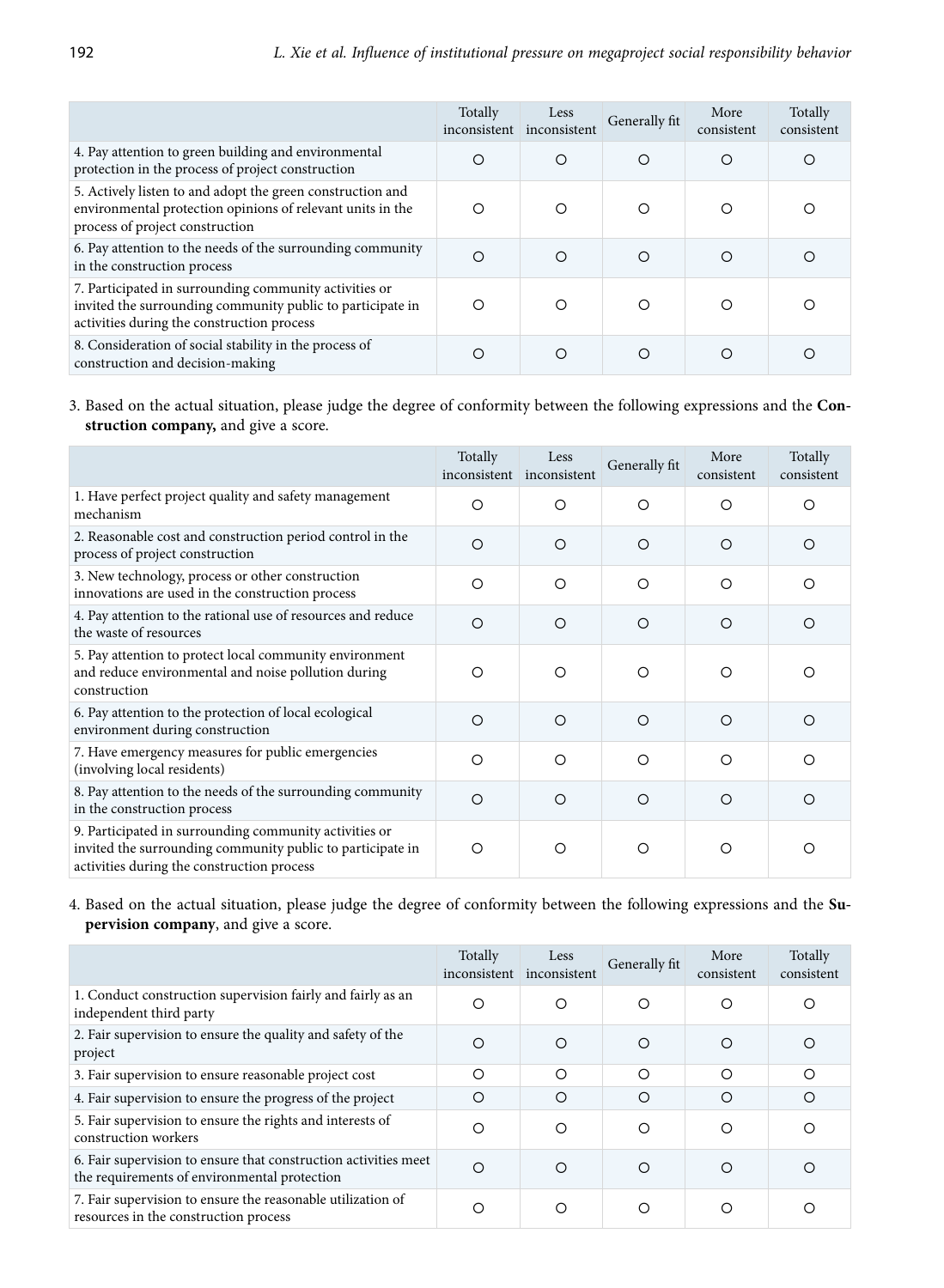| | Totally inconsistent | Less inconsistent | Generally fit | More consistent | Totally consistent |
|---|---|---|---|---|---|
| 4. Pay attention to green building and environmental protection in the process of project construction | ○ | ○ | ○ | ○ | ○ |
| 5. Actively listen to and adopt the green construction and environmental protection opinions of relevant units in the process of project construction | ○ | ○ | ○ | ○ | ○ |
| 6. Pay attention to the needs of the surrounding community in the construction process | ○ | ○ | ○ | ○ | ○ |
| 7. Participated in surrounding community activities or invited the surrounding community public to participate in activities during the construction process | ○ | ○ | ○ | ○ | ○ |
| 8. Consideration of social stability in the process of construction and decision-making | ○ | ○ | ○ | ○ | ○ |

3. Based on the actual situation, please judge the degree of conformity between the following expressions and the **Construction company,** and give a score.

| | Totally inconsistent | Less inconsistent | Generally fit | More consistent | Totally consistent |
|---|---|---|---|---|---|
| 1. Have perfect project quality and safety management mechanism | ○ | ○ | ○ | ○ | ○ |
| 2. Reasonable cost and construction period control in the process of project construction | ○ | ○ | ○ | ○ | ○ |
| 3. New technology, process or other construction innovations are used in the construction process | ○ | ○ | ○ | ○ | ○ |
| 4. Pay attention to the rational use of resources and reduce the waste of resources | ○ | ○ | ○ | ○ | ○ |
| 5. Pay attention to protect local community environment and reduce environmental and noise pollution during construction | ○ | ○ | ○ | ○ | ○ |
| 6. Pay attention to the protection of local ecological environment during construction | ○ | ○ | ○ | ○ | ○ |
| 7. Have emergency measures for public emergencies (involving local residents) | ○ | ○ | ○ | ○ | ○ |
| 8. Pay attention to the needs of the surrounding community in the construction process | ○ | ○ | ○ | ○ | ○ |
| 9. Participated in surrounding community activities or invited the surrounding community public to participate in activities during the construction process | ○ | ○ | ○ | ○ | ○ |

4. Based on the actual situation, please judge the degree of conformity between the following expressions and the **Supervision company**, and give a score.

| | Totally inconsistent | Less inconsistent | Generally fit | More consistent | Totally consistent |
|---|---|---|---|---|---|
| 1. Conduct construction supervision fairly and fairly as an independent third party | ○ | ○ | ○ | ○ | ○ |
| 2. Fair supervision to ensure the quality and safety of the project | ○ | ○ | ○ | ○ | ○ |
| 3. Fair supervision to ensure reasonable project cost | ○ | ○ | ○ | ○ | ○ |
| 4. Fair supervision to ensure the progress of the project | ○ | ○ | ○ | ○ | ○ |
| 5. Fair supervision to ensure the rights and interests of construction workers | ○ | ○ | ○ | ○ | ○ |
| 6. Fair supervision to ensure that construction activities meet the requirements of environmental protection | ○ | ○ | ○ | ○ | ○ |
| 7. Fair supervision to ensure the reasonable utilization of resources in the construction process | ○ | ○ | ○ | ○ | ○ |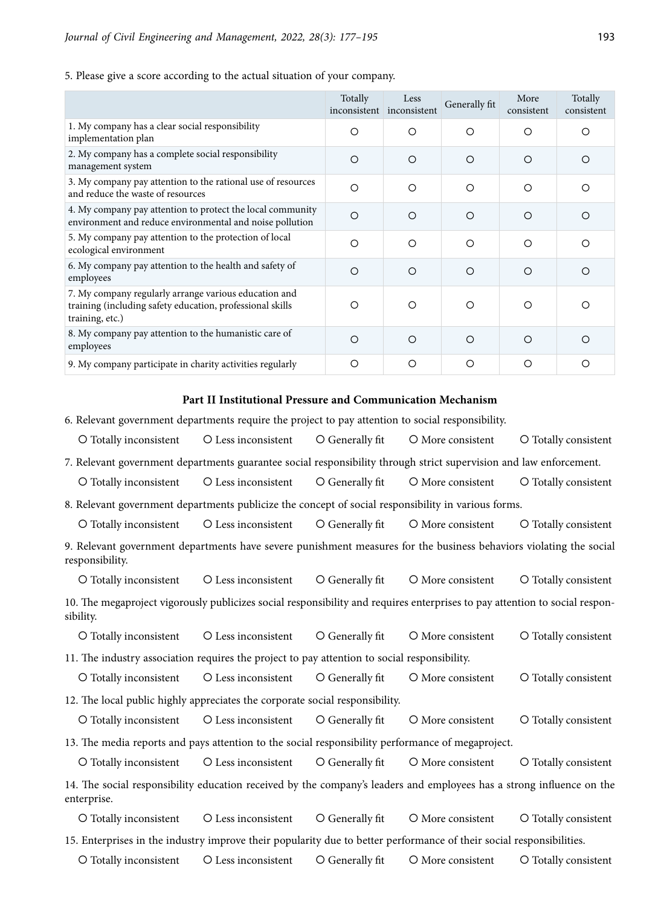5. Please give a score according to the actual situation of your company.

| | Totally inconsistent | Less inconsistent | Generally fit | More consistent | Totally consistent |
|---|---|---|---|---|---|
| 1. My company has a clear social responsibility implementation plan | O | O | O | O | O |
| 2. My company has a complete social responsibility management system | O | O | O | O | O |
| 3. My company pay attention to the rational use of resources and reduce the waste of resources | O | O | O | O | O |
| 4. My company pay attention to protect the local community environment and reduce environmental and noise pollution | O | O | O | O | O |
| 5. My company pay attention to the protection of local ecological environment | O | O | O | O | O |
| 6. My company pay attention to the health and safety of employees | O | O | O | O | O |
| 7. My company regularly arrange various education and training (including safety education, professional skills training, etc.) | O | O | O | O | O |
| 8. My company pay attention to the humanistic care of employees | O | O | O | O | O |
| 9. My company participate in charity activities regularly | O | O | O | O | O |

**Part II Institutional Pressure and Communication Mechanism**

6. Relevant government departments require the project to pay attention to social responsibility.

O Totally inconsistent O Less inconsistent O Generally fit O More consistent O Totally consistent

7. Relevant government departments guarantee social responsibility through strict supervision and law enforcement.

O Totally inconsistent O Less inconsistent O Generally fit O More consistent O Totally consistent

8. Relevant government departments publicize the concept of social responsibility in various forms.

O Totally inconsistent O Less inconsistent O Generally fit O More consistent O Totally consistent

9. Relevant government departments have severe punishment measures for the business behaviors violating the social responsibility.

O Totally inconsistent O Less inconsistent O Generally fit O More consistent O Totally consistent

10. The megaproject vigorously publicizes social responsibility and requires enterprises to pay attention to social responsibility.

O Totally inconsistent O Less inconsistent O Generally fit O More consistent O Totally consistent

11. The industry association requires the project to pay attention to social responsibility.

O Totally inconsistent O Less inconsistent O Generally fit O More consistent O Totally consistent

12. The local public highly appreciates the corporate social responsibility.

O Totally inconsistent O Less inconsistent O Generally fit O More consistent O Totally consistent

13. The media reports and pays attention to the social responsibility performance of megaproject.

O Totally inconsistent O Less inconsistent O Generally fit O More consistent O Totally consistent

14. The social responsibility education received by the company's leaders and employees has a strong influence on the enterprise.

O Totally inconsistent O Less inconsistent O Generally fit O More consistent O Totally consistent

15. Enterprises in the industry improve their popularity due to better performance of their social responsibilities.

O Totally inconsistent O Less inconsistent O Generally fit O More consistent O Totally consistent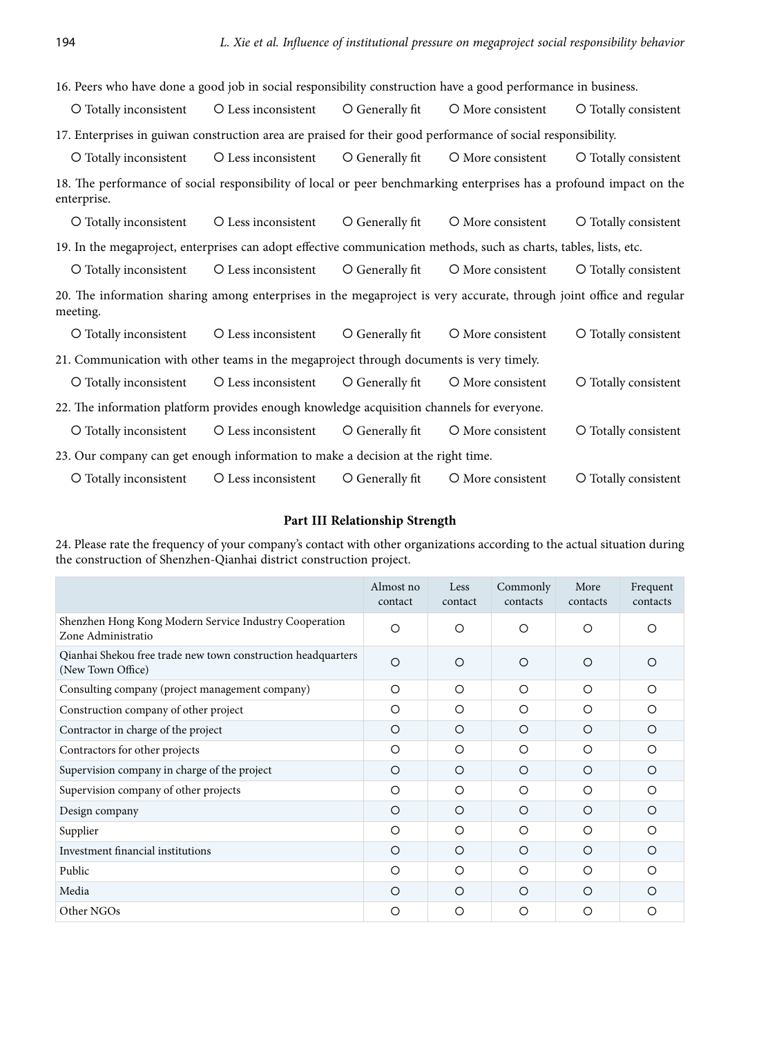16. Peers who have done a good job in social responsibility construction have a good performance in business.

○ Totally inconsistent ○ Less inconsistent ○ Generally fit ○ More consistent ○ Totally consistent

17. Enterprises in guiwan construction area are praised for their good performance of social responsibility.

○ Totally inconsistent ○ Less inconsistent ○ Generally fit ○ More consistent ○ Totally consistent

18. The performance of social responsibility of local or peer benchmarking enterprises has a profound impact on the enterprise.

○ Totally inconsistent ○ Less inconsistent ○ Generally fit ○ More consistent ○ Totally consistent

19. In the megaproject, enterprises can adopt effective communication methods, such as charts, tables, lists, etc.

○ Totally inconsistent ○ Less inconsistent ○ Generally fit ○ More consistent ○ Totally consistent

20. The information sharing among enterprises in the megaproject is very accurate, through joint office and regular meeting.

○ Totally inconsistent ○ Less inconsistent ○ Generally fit ○ More consistent ○ Totally consistent

21. Communication with other teams in the megaproject through documents is very timely.

○ Totally inconsistent ○ Less inconsistent ○ Generally fit ○ More consistent ○ Totally consistent

22. The information platform provides enough knowledge acquisition channels for everyone.

○ Totally inconsistent ○ Less inconsistent ○ Generally fit ○ More consistent ○ Totally consistent

23. Our company can get enough information to make a decision at the right time.

○ Totally inconsistent ○ Less inconsistent ○ Generally fit ○ More consistent ○ Totally consistent

## Part III Relationship Strength

24. Please rate the frequency of your company's contact with other organizations according to the actual situation during the construction of Shenzhen-Qianhai district construction project.

| | Almost no contact | Less contact | Commonly contacts | More contacts | Frequent contacts |
|---|---|---|---|---|---|
| Shenzhen Hong Kong Modern Service Industry Cooperation Zone Administratio | ○ | ○ | ○ | ○ | ○ |
| Qianhai Shekou free trade new town construction headquarters (New Town Office) | ○ | ○ | ○ | ○ | ○ |
| Consulting company (project management company) | ○ | ○ | ○ | ○ | ○ |
| Construction company of other project | ○ | ○ | ○ | ○ | ○ |
| Contractor in charge of the project | ○ | ○ | ○ | ○ | ○ |
| Contractors for other projects | ○ | ○ | ○ | ○ | ○ |
| Supervision company in charge of the project | ○ | ○ | ○ | ○ | ○ |
| Supervision company of other projects | ○ | ○ | ○ | ○ | ○ |
| Design company | ○ | ○ | ○ | ○ | ○ |
| Supplier | ○ | ○ | ○ | ○ | ○ |
| Investment financial institutions | ○ | ○ | ○ | ○ | ○ |
| Public | ○ | ○ | ○ | ○ | ○ |
| Media | ○ | ○ | ○ | ○ | ○ |
| Other NGOs | ○ | ○ | ○ | ○ | ○ |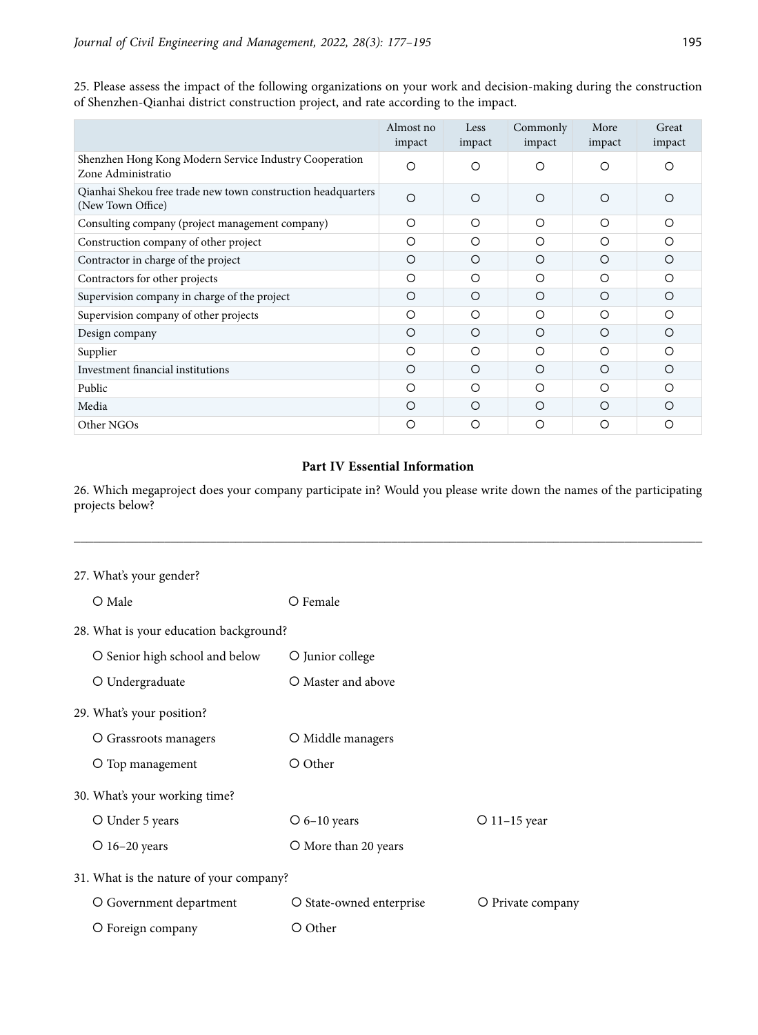25. Please assess the impact of the following organizations on your work and decision-making during the construction of Shenzhen-Qianhai district construction project, and rate according to the impact.

| | Almost no impact | Less impact | Commonly impact | More impact | Great impact |
|---|---|---|---|---|---|
| Shenzhen Hong Kong Modern Service Industry Cooperation Zone Administratio | ○ | ○ | ○ | ○ | ○ |
| Qianhai Shekou free trade new town construction headquarters (New Town Office) | ○ | ○ | ○ | ○ | ○ |
| Consulting company (project management company) | ○ | ○ | ○ | ○ | ○ |
| Construction company of other project | ○ | ○ | ○ | ○ | ○ |
| Contractor in charge of the project | ○ | ○ | ○ | ○ | ○ |
| Contractors for other projects | ○ | ○ | ○ | ○ | ○ |
| Supervision company in charge of the project | ○ | ○ | ○ | ○ | ○ |
| Supervision company of other projects | ○ | ○ | ○ | ○ | ○ |
| Design company | ○ | ○ | ○ | ○ | ○ |
| Supplier | ○ | ○ | ○ | ○ | ○ |
| Investment financial institutions | ○ | ○ | ○ | ○ | ○ |
| Public | ○ | ○ | ○ | ○ | ○ |
| Media | ○ | ○ | ○ | ○ | ○ |
| Other NGOs | ○ | ○ | ○ | ○ | ○ |

**Part IV Essential Information**

26. Which megaproject does your company participate in? Would you please write down the names of the participating projects below?

______________________________________________________________________

27. What's your gender?

○ Male ○ Female

28. What is your education background?

○ Senior high school and below ○ Junior college

○ Undergraduate ○ Master and above

29. What's your position?

○ Grassroots managers ○ Middle managers

○ Top management ○ Other

30. What's your working time?

○ Under 5 years ○ 6–10 years ○ 11–15 year

○ 16–20 years ○ More than 20 years

31. What is the nature of your company?

○ Government department ○ State-owned enterprise ○ Private company

○ Foreign company ○ Other